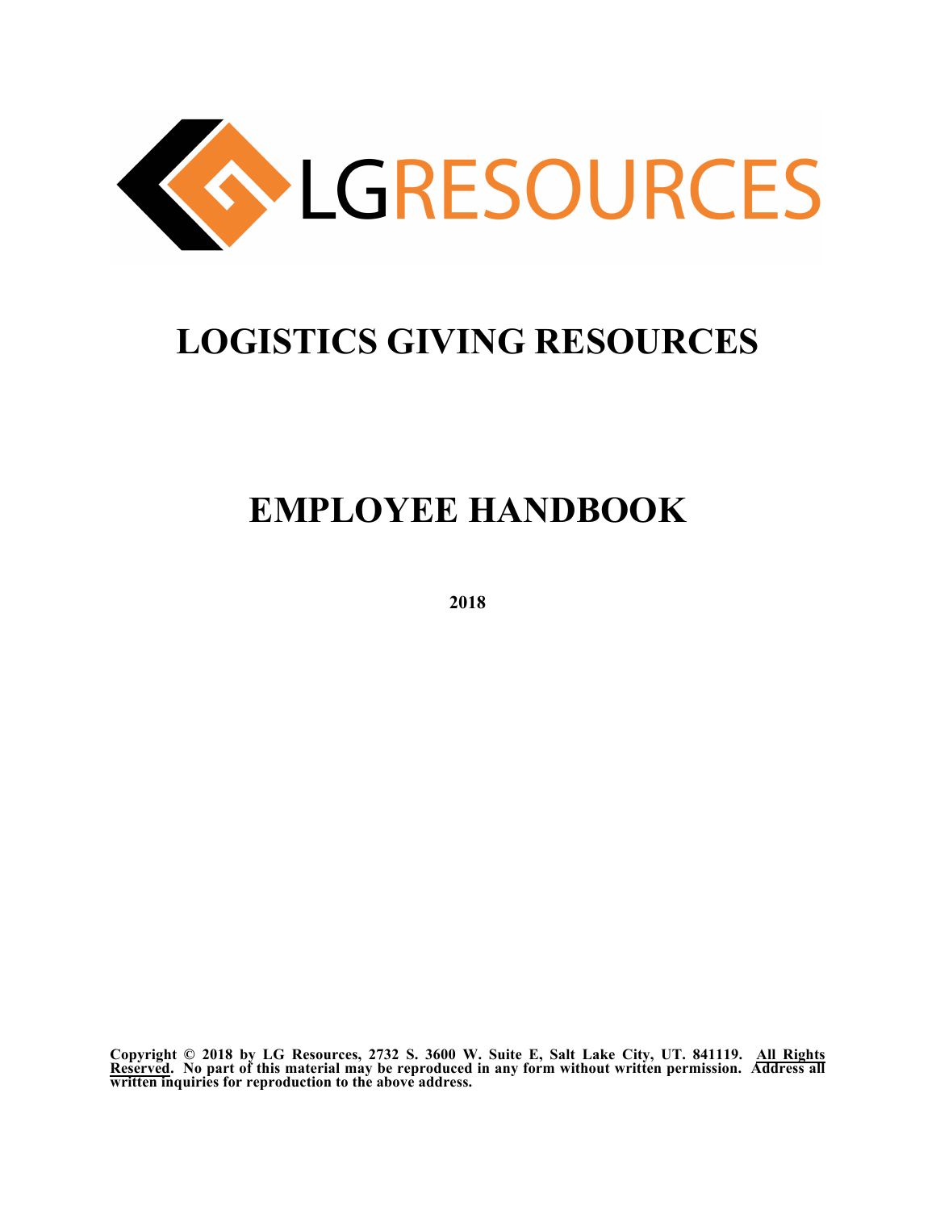LGRESOURCES

# LOGISTICS GIVING RESOURCES

# EMPLOYEE HANDBOOK

**2018**

**Copyright © 2018 by LG Resources, 2732 S. 3600 W. Suite E, Salt Lake City, UT. 841119. <u>All Rights Reserved</u>. No part of this material may be reproduced in any form without written permission. Address all written inquiries for reproduction to the above address.**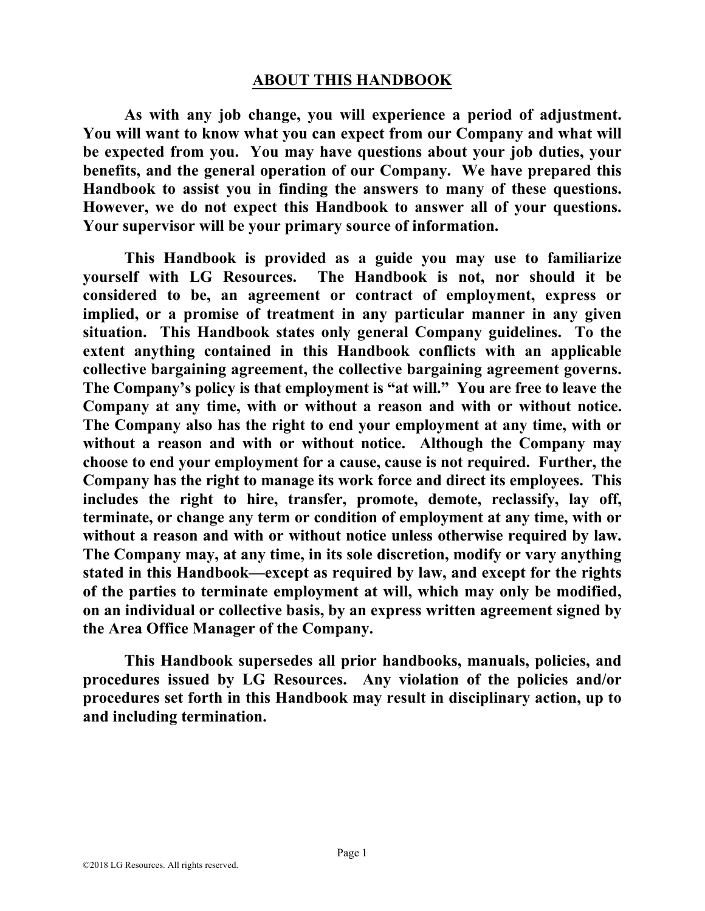## ABOUT THIS HANDBOOK

**As with any job change, you will experience a period of adjustment. You will want to know what you can expect from our Company and what will be expected from you. You may have questions about your job duties, your benefits, and the general operation of our Company. We have prepared this Handbook to assist you in finding the answers to many of these questions. However, we do not expect this Handbook to answer all of your questions. Your supervisor will be your primary source of information.**

**This Handbook is provided as a guide you may use to familiarize yourself with LG Resources. The Handbook is not, nor should it be considered to be, an agreement or contract of employment, express or implied, or a promise of treatment in any particular manner in any given situation. This Handbook states only general Company guidelines. To the extent anything contained in this Handbook conflicts with an applicable collective bargaining agreement, the collective bargaining agreement governs. The Company's policy is that employment is "at will." You are free to leave the Company at any time, with or without a reason and with or without notice. The Company also has the right to end your employment at any time, with or without a reason and with or without notice. Although the Company may choose to end your employment for a cause, cause is not required. Further, the Company has the right to manage its work force and direct its employees. This includes the right to hire, transfer, promote, demote, reclassify, lay off, terminate, or change any term or condition of employment at any time, with or without a reason and with or without notice unless otherwise required by law. The Company may, at any time, in its sole discretion, modify or vary anything stated in this Handbook—except as required by law, and except for the rights of the parties to terminate employment at will, which may only be modified, on an individual or collective basis, by an express written agreement signed by the Area Office Manager of the Company.**

**This Handbook supersedes all prior handbooks, manuals, policies, and procedures issued by LG Resources. Any violation of the policies and/or procedures set forth in this Handbook may result in disciplinary action, up to and including termination.**

©2018 LG Resources. All rights reserved.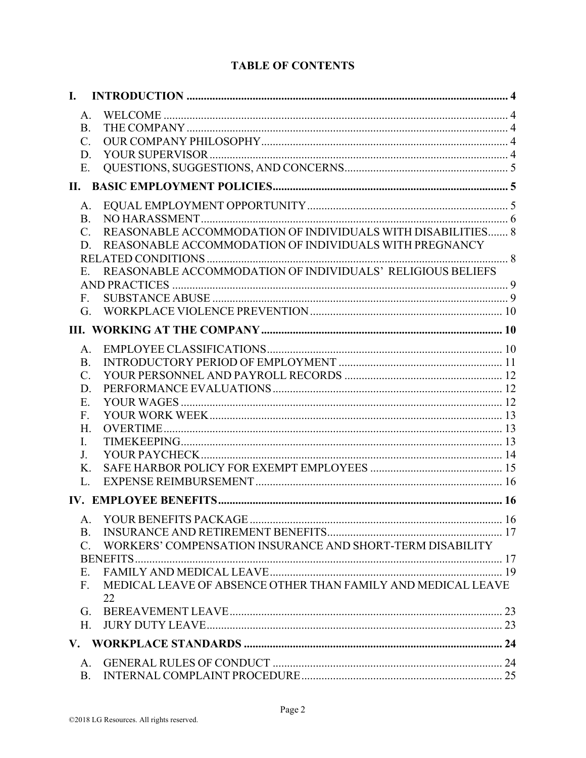# TABLE OF CONTENTS

**I. INTRODUCTION ....... 4**

- A. WELCOME ....... 4
- B. THE COMPANY ....... 4
- C. OUR COMPANY PHILOSOPHY ....... 4
- D. YOUR SUPERVISOR ....... 4
- E. QUESTIONS, SUGGESTIONS, AND CONCERNS ....... 5

**II. BASIC EMPLOYMENT POLICIES ....... 5**

- A. EQUAL EMPLOYMENT OPPORTUNITY ....... 5
- B. NO HARASSMENT ....... 6
- C. REASONABLE ACCOMMODATION OF INDIVIDUALS WITH DISABILITIES ....... 8
- D. REASONABLE ACCOMMODATION OF INDIVIDUALS WITH PREGNANCY RELATED CONDITIONS ....... 8
- E. REASONABLE ACCOMMODATION OF INDIVIDUALS' RELIGIOUS BELIEFS AND PRACTICES ....... 9
- F. SUBSTANCE ABUSE ....... 9
- G. WORKPLACE VIOLENCE PREVENTION ....... 10

**III. WORKING AT THE COMPANY ....... 10**

- A. EMPLOYEE CLASSIFICATIONS ....... 10
- B. INTRODUCTORY PERIOD OF EMPLOYMENT ....... 11
- C. YOUR PERSONNEL AND PAYROLL RECORDS ....... 12
- D. PERFORMANCE EVALUATIONS ....... 12
- E. YOUR WAGES ....... 12
- F. YOUR WORK WEEK ....... 13
- H. OVERTIME ....... 13
- I. TIMEKEEPING ....... 13
- J. YOUR PAYCHECK ....... 14
- K. SAFE HARBOR POLICY FOR EXEMPT EMPLOYEES ....... 15
- L. EXPENSE REIMBURSEMENT ....... 16

**IV. EMPLOYEE BENEFITS ....... 16**

- A. YOUR BENEFITS PACKAGE ....... 16
- B. INSURANCE AND RETIREMENT BENEFITS ....... 17
- C. WORKERS' COMPENSATION INSURANCE AND SHORT-TERM DISABILITY BENEFITS ....... 17
- E. FAMILY AND MEDICAL LEAVE ....... 19
- F. MEDICAL LEAVE OF ABSENCE OTHER THAN FAMILY AND MEDICAL LEAVE 22
- G. BEREAVEMENT LEAVE ....... 23
- H. JURY DUTY LEAVE ....... 23

**V. WORKPLACE STANDARDS ....... 24**

- A. GENERAL RULES OF CONDUCT ....... 24
- B. INTERNAL COMPLAINT PROCEDURE ....... 25

©2018 LG Resources. All rights reserved.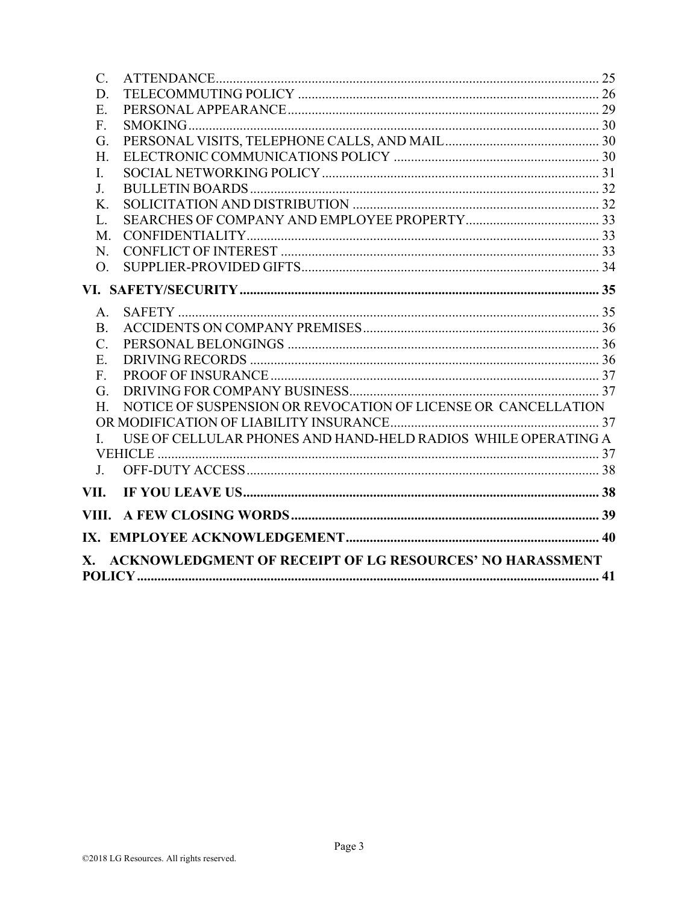C. ATTENDANCE........................................................................................................ 25
D. TELECOMMUTING POLICY ................................................................................ 26
E. PERSONAL APPEARANCE.................................................................................... 29
F. SMOKING................................................................................................................ 30
G. PERSONAL VISITS, TELEPHONE CALLS, AND MAIL.......................................... 30
H. ELECTRONIC COMMUNICATIONS POLICY ....................................................... 30
I. SOCIAL NETWORKING POLICY ............................................................................ 31
J. BULLETIN BOARDS ................................................................................................ 32
K. SOLICITATION AND DISTRIBUTION ................................................................... 32
L. SEARCHES OF COMPANY AND EMPLOYEE PROPERTY .................................. 33
M. CONFIDENTIALITY................................................................................................. 33
N. CONFLICT OF INTEREST ....................................................................................... 33
O. SUPPLIER-PROVIDED GIFTS.................................................................................. 34

**VI. SAFETY/SECURITY ......................................................................................... 35**

A. SAFETY .................................................................................................................... 35
B. ACCIDENTS ON COMPANY PREMISES................................................................ 36
C. PERSONAL BELONGINGS ...................................................................................... 36
E. DRIVING RECORDS ................................................................................................ 36
F. PROOF OF INSURANCE .......................................................................................... 37
G. DRIVING FOR COMPANY BUSINESS.................................................................... 37
H. NOTICE OF SUSPENSION OR REVOCATION OF LICENSE OR CANCELLATION OR MODIFICATION OF LIABILITY INSURANCE ............................................. 37
I. USE OF CELLULAR PHONES AND HAND-HELD RADIOS WHILE OPERATING A VEHICLE .................................................................................................................. 37
J. OFF-DUTY ACCESS ................................................................................................. 38

**VII. IF YOU LEAVE US ......................................................................................... 38**

**VIII. A FEW CLOSING WORDS ............................................................................. 39**

**IX. EMPLOYEE ACKNOWLEDGEMENT ................................................................. 40**

**X. ACKNOWLEDGMENT OF RECEIPT OF LG RESOURCES' NO HARASSMENT POLICY ......................................................................................................................... 41**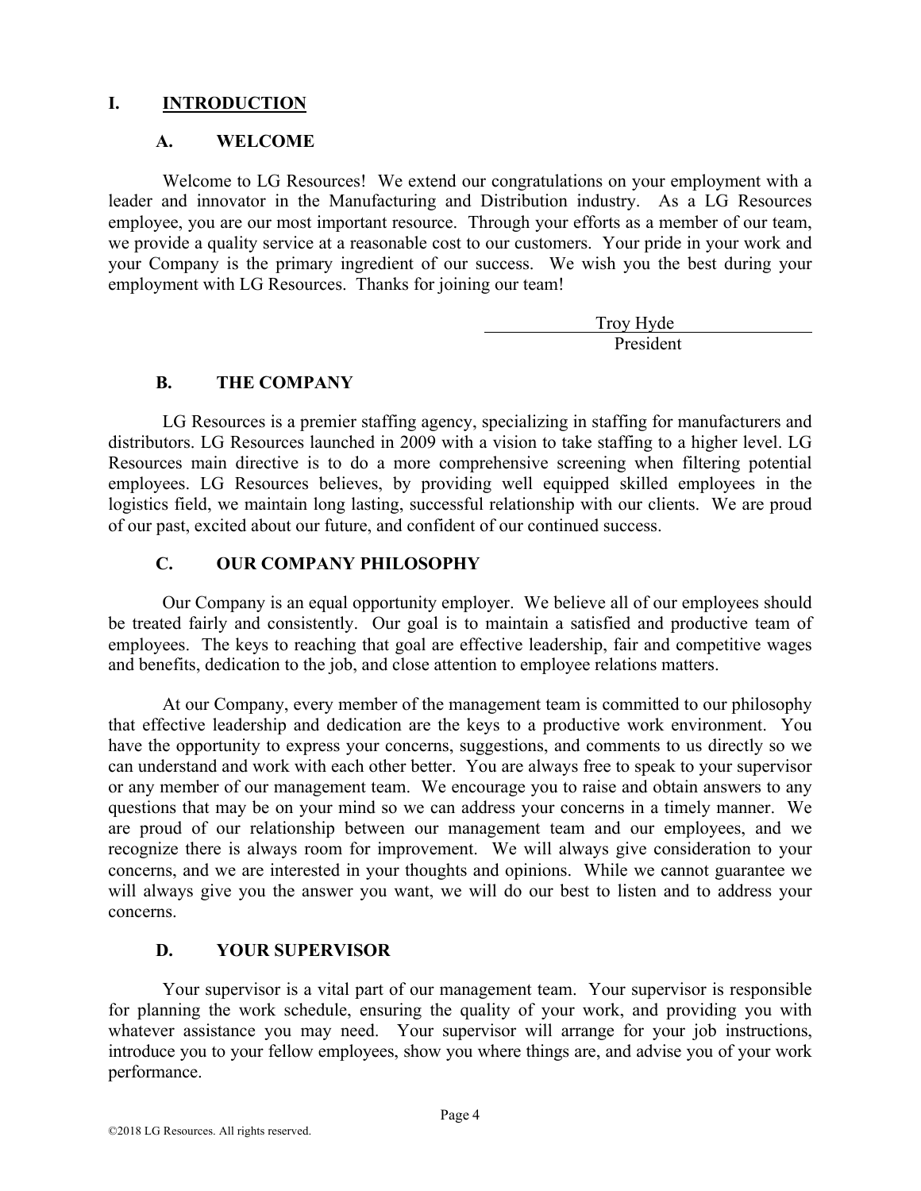# I. INTRODUCTION

## A. WELCOME

Welcome to LG Resources! We extend our congratulations on your employment with a leader and innovator in the Manufacturing and Distribution industry. As a LG Resources employee, you are our most important resource. Through your efforts as a member of our team, we provide a quality service at a reasonable cost to our customers. Your pride in your work and your Company is the primary ingredient of our success. We wish you the best during your employment with LG Resources. Thanks for joining our team!

Troy Hyde
President

## B. THE COMPANY

LG Resources is a premier staffing agency, specializing in staffing for manufacturers and distributors. LG Resources launched in 2009 with a vision to take staffing to a higher level. LG Resources main directive is to do a more comprehensive screening when filtering potential employees. LG Resources believes, by providing well equipped skilled employees in the logistics field, we maintain long lasting, successful relationship with our clients. We are proud of our past, excited about our future, and confident of our continued success.

## C. OUR COMPANY PHILOSOPHY

Our Company is an equal opportunity employer. We believe all of our employees should be treated fairly and consistently. Our goal is to maintain a satisfied and productive team of employees. The keys to reaching that goal are effective leadership, fair and competitive wages and benefits, dedication to the job, and close attention to employee relations matters.

At our Company, every member of the management team is committed to our philosophy that effective leadership and dedication are the keys to a productive work environment. You have the opportunity to express your concerns, suggestions, and comments to us directly so we can understand and work with each other better. You are always free to speak to your supervisor or any member of our management team. We encourage you to raise and obtain answers to any questions that may be on your mind so we can address your concerns in a timely manner. We are proud of our relationship between our management team and our employees, and we recognize there is always room for improvement. We will always give consideration to your concerns, and we are interested in your thoughts and opinions. While we cannot guarantee we will always give you the answer you want, we will do our best to listen and to address your concerns.

## D. YOUR SUPERVISOR

Your supervisor is a vital part of our management team. Your supervisor is responsible for planning the work schedule, ensuring the quality of your work, and providing you with whatever assistance you may need. Your supervisor will arrange for your job instructions, introduce you to your fellow employees, show you where things are, and advise you of your work performance.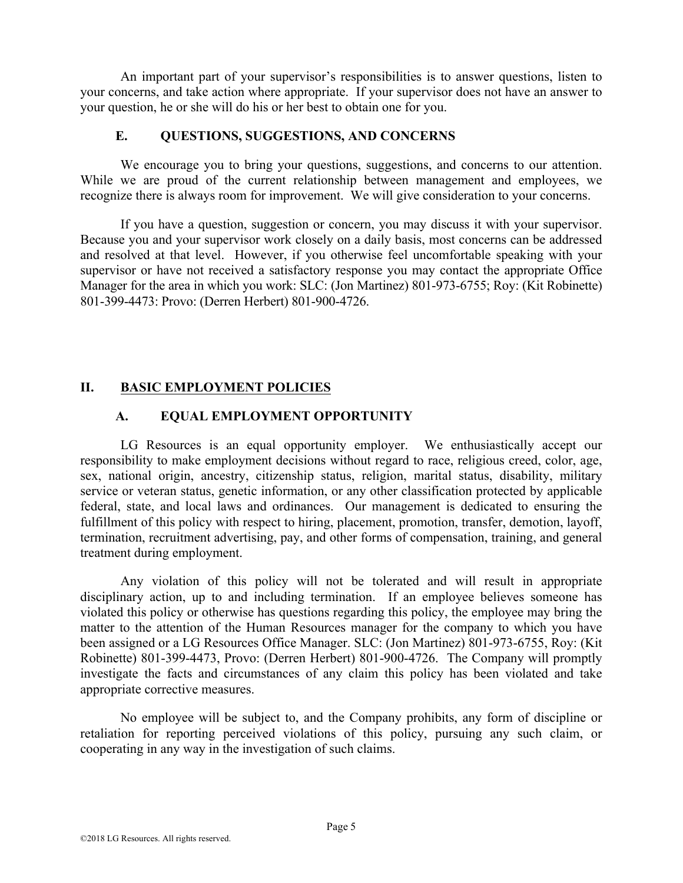An important part of your supervisor's responsibilities is to answer questions, listen to your concerns, and take action where appropriate. If your supervisor does not have an answer to your question, he or she will do his or her best to obtain one for you.

### E. QUESTIONS, SUGGESTIONS, AND CONCERNS

We encourage you to bring your questions, suggestions, and concerns to our attention. While we are proud of the current relationship between management and employees, we recognize there is always room for improvement. We will give consideration to your concerns.

If you have a question, suggestion or concern, you may discuss it with your supervisor. Because you and your supervisor work closely on a daily basis, most concerns can be addressed and resolved at that level. However, if you otherwise feel uncomfortable speaking with your supervisor or have not received a satisfactory response you may contact the appropriate Office Manager for the area in which you work: SLC: (Jon Martinez) 801-973-6755; Roy: (Kit Robinette) 801-399-4473: Provo: (Derren Herbert) 801-900-4726.

## II. BASIC EMPLOYMENT POLICIES

### A. EQUAL EMPLOYMENT OPPORTUNITY

LG Resources is an equal opportunity employer. We enthusiastically accept our responsibility to make employment decisions without regard to race, religious creed, color, age, sex, national origin, ancestry, citizenship status, religion, marital status, disability, military service or veteran status, genetic information, or any other classification protected by applicable federal, state, and local laws and ordinances. Our management is dedicated to ensuring the fulfillment of this policy with respect to hiring, placement, promotion, transfer, demotion, layoff, termination, recruitment advertising, pay, and other forms of compensation, training, and general treatment during employment.

Any violation of this policy will not be tolerated and will result in appropriate disciplinary action, up to and including termination. If an employee believes someone has violated this policy or otherwise has questions regarding this policy, the employee may bring the matter to the attention of the Human Resources manager for the company to which you have been assigned or a LG Resources Office Manager. SLC: (Jon Martinez) 801-973-6755, Roy: (Kit Robinette) 801-399-4473, Provo: (Derren Herbert) 801-900-4726. The Company will promptly investigate the facts and circumstances of any claim this policy has been violated and take appropriate corrective measures.

No employee will be subject to, and the Company prohibits, any form of discipline or retaliation for reporting perceived violations of this policy, pursuing any such claim, or cooperating in any way in the investigation of such claims.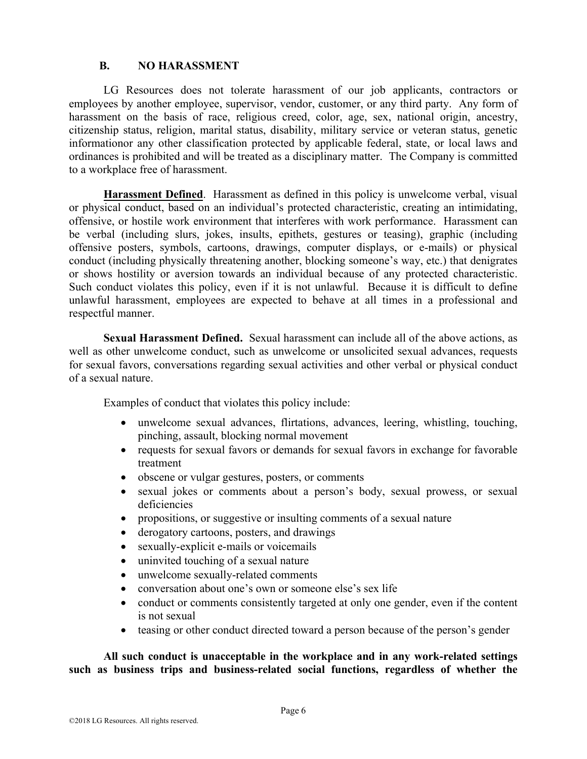## B. NO HARASSMENT

LG Resources does not tolerate harassment of our job applicants, contractors or employees by another employee, supervisor, vendor, customer, or any third party. Any form of harassment on the basis of race, religious creed, color, age, sex, national origin, ancestry, citizenship status, religion, marital status, disability, military service or veteran status, genetic informationor any other classification protected by applicable federal, state, or local laws and ordinances is prohibited and will be treated as a disciplinary matter. The Company is committed to a workplace free of harassment.

**Harassment Defined**. Harassment as defined in this policy is unwelcome verbal, visual or physical conduct, based on an individual's protected characteristic, creating an intimidating, offensive, or hostile work environment that interferes with work performance. Harassment can be verbal (including slurs, jokes, insults, epithets, gestures or teasing), graphic (including offensive posters, symbols, cartoons, drawings, computer displays, or e-mails) or physical conduct (including physically threatening another, blocking someone's way, etc.) that denigrates or shows hostility or aversion towards an individual because of any protected characteristic. Such conduct violates this policy, even if it is not unlawful. Because it is difficult to define unlawful harassment, employees are expected to behave at all times in a professional and respectful manner.

**Sexual Harassment Defined.** Sexual harassment can include all of the above actions, as well as other unwelcome conduct, such as unwelcome or unsolicited sexual advances, requests for sexual favors, conversations regarding sexual activities and other verbal or physical conduct of a sexual nature.

Examples of conduct that violates this policy include:

- unwelcome sexual advances, flirtations, advances, leering, whistling, touching, pinching, assault, blocking normal movement
- requests for sexual favors or demands for sexual favors in exchange for favorable treatment
- obscene or vulgar gestures, posters, or comments
- sexual jokes or comments about a person's body, sexual prowess, or sexual deficiencies
- propositions, or suggestive or insulting comments of a sexual nature
- derogatory cartoons, posters, and drawings
- sexually-explicit e-mails or voicemails
- uninvited touching of a sexual nature
- unwelcome sexually-related comments
- conversation about one's own or someone else's sex life
- conduct or comments consistently targeted at only one gender, even if the content is not sexual
- teasing or other conduct directed toward a person because of the person's gender

**All such conduct is unacceptable in the workplace and in any work-related settings such as business trips and business-related social functions, regardless of whether the**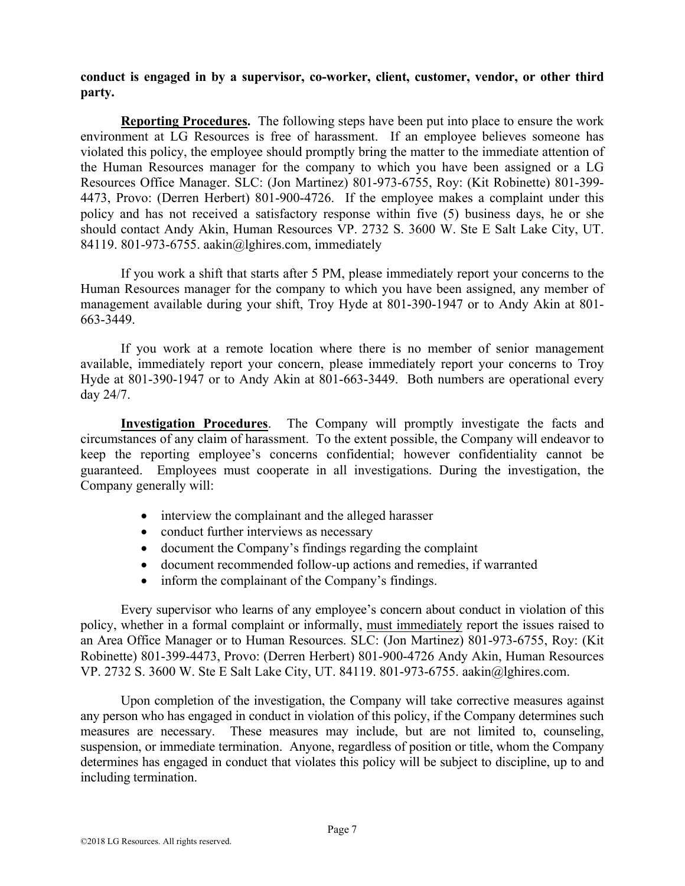**conduct is engaged in by a supervisor, co-worker, client, customer, vendor, or other third party.**

**Reporting Procedures.** The following steps have been put into place to ensure the work environment at LG Resources is free of harassment. If an employee believes someone has violated this policy, the employee should promptly bring the matter to the immediate attention of the Human Resources manager for the company to which you have been assigned or a LG Resources Office Manager. SLC: (Jon Martinez) 801-973-6755, Roy: (Kit Robinette) 801-399-4473, Provo: (Derren Herbert) 801-900-4726. If the employee makes a complaint under this policy and has not received a satisfactory response within five (5) business days, he or she should contact Andy Akin, Human Resources VP. 2732 S. 3600 W. Ste E Salt Lake City, UT. 84119. 801-973-6755. aakin@lghires.com, immediately

If you work a shift that starts after 5 PM, please immediately report your concerns to the Human Resources manager for the company to which you have been assigned, any member of management available during your shift, Troy Hyde at 801-390-1947 or to Andy Akin at 801-663-3449.

If you work at a remote location where there is no member of senior management available, immediately report your concern, please immediately report your concerns to Troy Hyde at 801-390-1947 or to Andy Akin at 801-663-3449. Both numbers are operational every day 24/7.

**Investigation Procedures**. The Company will promptly investigate the facts and circumstances of any claim of harassment. To the extent possible, the Company will endeavor to keep the reporting employee's concerns confidential; however confidentiality cannot be guaranteed. Employees must cooperate in all investigations. During the investigation, the Company generally will:

- interview the complainant and the alleged harasser
- conduct further interviews as necessary
- document the Company's findings regarding the complaint
- document recommended follow-up actions and remedies, if warranted
- inform the complainant of the Company's findings.

Every supervisor who learns of any employee's concern about conduct in violation of this policy, whether in a formal complaint or informally, must immediately report the issues raised to an Area Office Manager or to Human Resources. SLC: (Jon Martinez) 801-973-6755, Roy: (Kit Robinette) 801-399-4473, Provo: (Derren Herbert) 801-900-4726 Andy Akin, Human Resources VP. 2732 S. 3600 W. Ste E Salt Lake City, UT. 84119. 801-973-6755. aakin@lghires.com.

Upon completion of the investigation, the Company will take corrective measures against any person who has engaged in conduct in violation of this policy, if the Company determines such measures are necessary. These measures may include, but are not limited to, counseling, suspension, or immediate termination. Anyone, regardless of position or title, whom the Company determines has engaged in conduct that violates this policy will be subject to discipline, up to and including termination.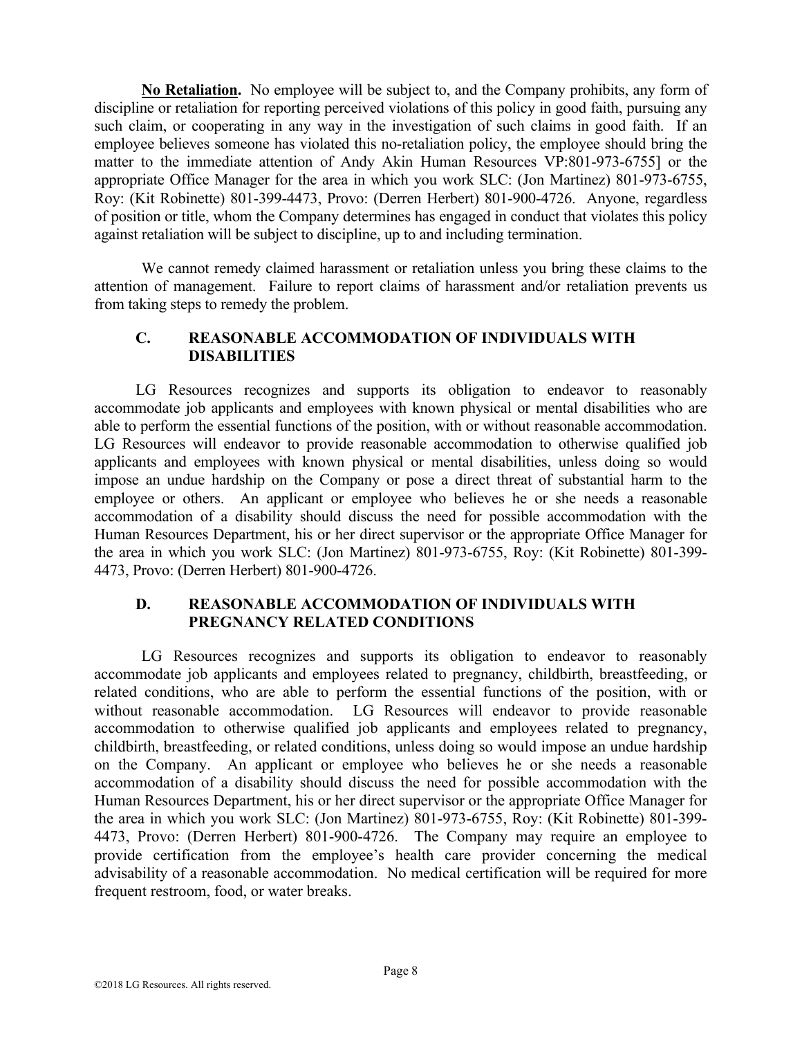**No Retaliation.** No employee will be subject to, and the Company prohibits, any form of discipline or retaliation for reporting perceived violations of this policy in good faith, pursuing any such claim, or cooperating in any way in the investigation of such claims in good faith. If an employee believes someone has violated this no-retaliation policy, the employee should bring the matter to the immediate attention of Andy Akin Human Resources VP:801-973-6755] or the appropriate Office Manager for the area in which you work SLC: (Jon Martinez) 801-973-6755, Roy: (Kit Robinette) 801-399-4473, Provo: (Derren Herbert) 801-900-4726. Anyone, regardless of position or title, whom the Company determines has engaged in conduct that violates this policy against retaliation will be subject to discipline, up to and including termination.

We cannot remedy claimed harassment or retaliation unless you bring these claims to the attention of management. Failure to report claims of harassment and/or retaliation prevents us from taking steps to remedy the problem.

### C. REASONABLE ACCOMMODATION OF INDIVIDUALS WITH DISABILITIES

LG Resources recognizes and supports its obligation to endeavor to reasonably accommodate job applicants and employees with known physical or mental disabilities who are able to perform the essential functions of the position, with or without reasonable accommodation. LG Resources will endeavor to provide reasonable accommodation to otherwise qualified job applicants and employees with known physical or mental disabilities, unless doing so would impose an undue hardship on the Company or pose a direct threat of substantial harm to the employee or others. An applicant or employee who believes he or she needs a reasonable accommodation of a disability should discuss the need for possible accommodation with the Human Resources Department, his or her direct supervisor or the appropriate Office Manager for the area in which you work SLC: (Jon Martinez) 801-973-6755, Roy: (Kit Robinette) 801-399-4473, Provo: (Derren Herbert) 801-900-4726.

### D. REASONABLE ACCOMMODATION OF INDIVIDUALS WITH PREGNANCY RELATED CONDITIONS

LG Resources recognizes and supports its obligation to endeavor to reasonably accommodate job applicants and employees related to pregnancy, childbirth, breastfeeding, or related conditions, who are able to perform the essential functions of the position, with or without reasonable accommodation. LG Resources will endeavor to provide reasonable accommodation to otherwise qualified job applicants and employees related to pregnancy, childbirth, breastfeeding, or related conditions, unless doing so would impose an undue hardship on the Company. An applicant or employee who believes he or she needs a reasonable accommodation of a disability should discuss the need for possible accommodation with the Human Resources Department, his or her direct supervisor or the appropriate Office Manager for the area in which you work SLC: (Jon Martinez) 801-973-6755, Roy: (Kit Robinette) 801-399-4473, Provo: (Derren Herbert) 801-900-4726. The Company may require an employee to provide certification from the employee's health care provider concerning the medical advisability of a reasonable accommodation. No medical certification will be required for more frequent restroom, food, or water breaks.

©2018 LG Resources. All rights reserved.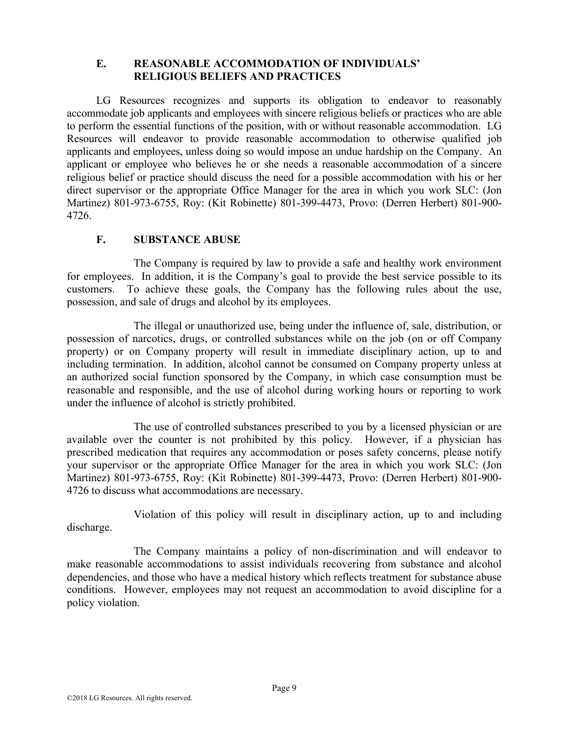## E. REASONABLE ACCOMMODATION OF INDIVIDUALS' RELIGIOUS BELIEFS AND PRACTICES

LG Resources recognizes and supports its obligation to endeavor to reasonably accommodate job applicants and employees with sincere religious beliefs or practices who are able to perform the essential functions of the position, with or without reasonable accommodation. LG Resources will endeavor to provide reasonable accommodation to otherwise qualified job applicants and employees, unless doing so would impose an undue hardship on the Company. An applicant or employee who believes he or she needs a reasonable accommodation of a sincere religious belief or practice should discuss the need for a possible accommodation with his or her direct supervisor or the appropriate Office Manager for the area in which you work SLC: (Jon Martinez) 801-973-6755, Roy: (Kit Robinette) 801-399-4473, Provo: (Derren Herbert) 801-900-4726.

## F. SUBSTANCE ABUSE

The Company is required by law to provide a safe and healthy work environment for employees. In addition, it is the Company's goal to provide the best service possible to its customers. To achieve these goals, the Company has the following rules about the use, possession, and sale of drugs and alcohol by its employees.

The illegal or unauthorized use, being under the influence of, sale, distribution, or possession of narcotics, drugs, or controlled substances while on the job (on or off Company property) or on Company property will result in immediate disciplinary action, up to and including termination. In addition, alcohol cannot be consumed on Company property unless at an authorized social function sponsored by the Company, in which case consumption must be reasonable and responsible, and the use of alcohol during working hours or reporting to work under the influence of alcohol is strictly prohibited.

The use of controlled substances prescribed to you by a licensed physician or are available over the counter is not prohibited by this policy. However, if a physician has prescribed medication that requires any accommodation or poses safety concerns, please notify your supervisor or the appropriate Office Manager for the area in which you work SLC: (Jon Martinez) 801-973-6755, Roy: (Kit Robinette) 801-399-4473, Provo: (Derren Herbert) 801-900-4726 to discuss what accommodations are necessary.

Violation of this policy will result in disciplinary action, up to and including discharge.

The Company maintains a policy of non-discrimination and will endeavor to make reasonable accommodations to assist individuals recovering from substance and alcohol dependencies, and those who have a medical history which reflects treatment for substance abuse conditions. However, employees may not request an accommodation to avoid discipline for a policy violation.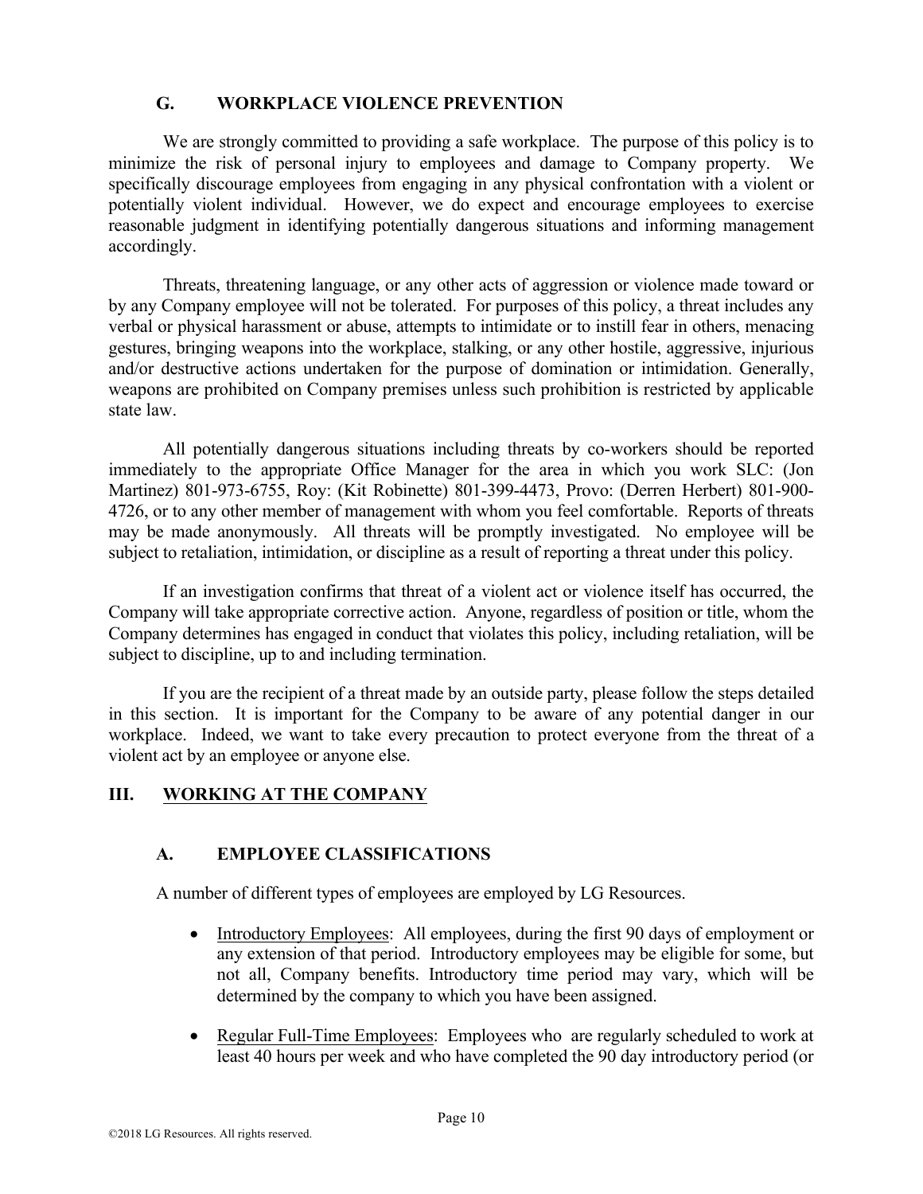### G. WORKPLACE VIOLENCE PREVENTION

We are strongly committed to providing a safe workplace. The purpose of this policy is to minimize the risk of personal injury to employees and damage to Company property. We specifically discourage employees from engaging in any physical confrontation with a violent or potentially violent individual. However, we do expect and encourage employees to exercise reasonable judgment in identifying potentially dangerous situations and informing management accordingly.

Threats, threatening language, or any other acts of aggression or violence made toward or by any Company employee will not be tolerated. For purposes of this policy, a threat includes any verbal or physical harassment or abuse, attempts to intimidate or to instill fear in others, menacing gestures, bringing weapons into the workplace, stalking, or any other hostile, aggressive, injurious and/or destructive actions undertaken for the purpose of domination or intimidation. Generally, weapons are prohibited on Company premises unless such prohibition is restricted by applicable state law.

All potentially dangerous situations including threats by co-workers should be reported immediately to the appropriate Office Manager for the area in which you work SLC: (Jon Martinez) 801-973-6755, Roy: (Kit Robinette) 801-399-4473, Provo: (Derren Herbert) 801-900-4726, or to any other member of management with whom you feel comfortable. Reports of threats may be made anonymously. All threats will be promptly investigated. No employee will be subject to retaliation, intimidation, or discipline as a result of reporting a threat under this policy.

If an investigation confirms that threat of a violent act or violence itself has occurred, the Company will take appropriate corrective action. Anyone, regardless of position or title, whom the Company determines has engaged in conduct that violates this policy, including retaliation, will be subject to discipline, up to and including termination.

If you are the recipient of a threat made by an outside party, please follow the steps detailed in this section. It is important for the Company to be aware of any potential danger in our workplace. Indeed, we want to take every precaution to protect everyone from the threat of a violent act by an employee or anyone else.

## III. WORKING AT THE COMPANY

### A. EMPLOYEE CLASSIFICATIONS

A number of different types of employees are employed by LG Resources.

- Introductory Employees: All employees, during the first 90 days of employment or any extension of that period. Introductory employees may be eligible for some, but not all, Company benefits. Introductory time period may vary, which will be determined by the company to which you have been assigned.
- Regular Full-Time Employees: Employees who are regularly scheduled to work at least 40 hours per week and who have completed the 90 day introductory period (or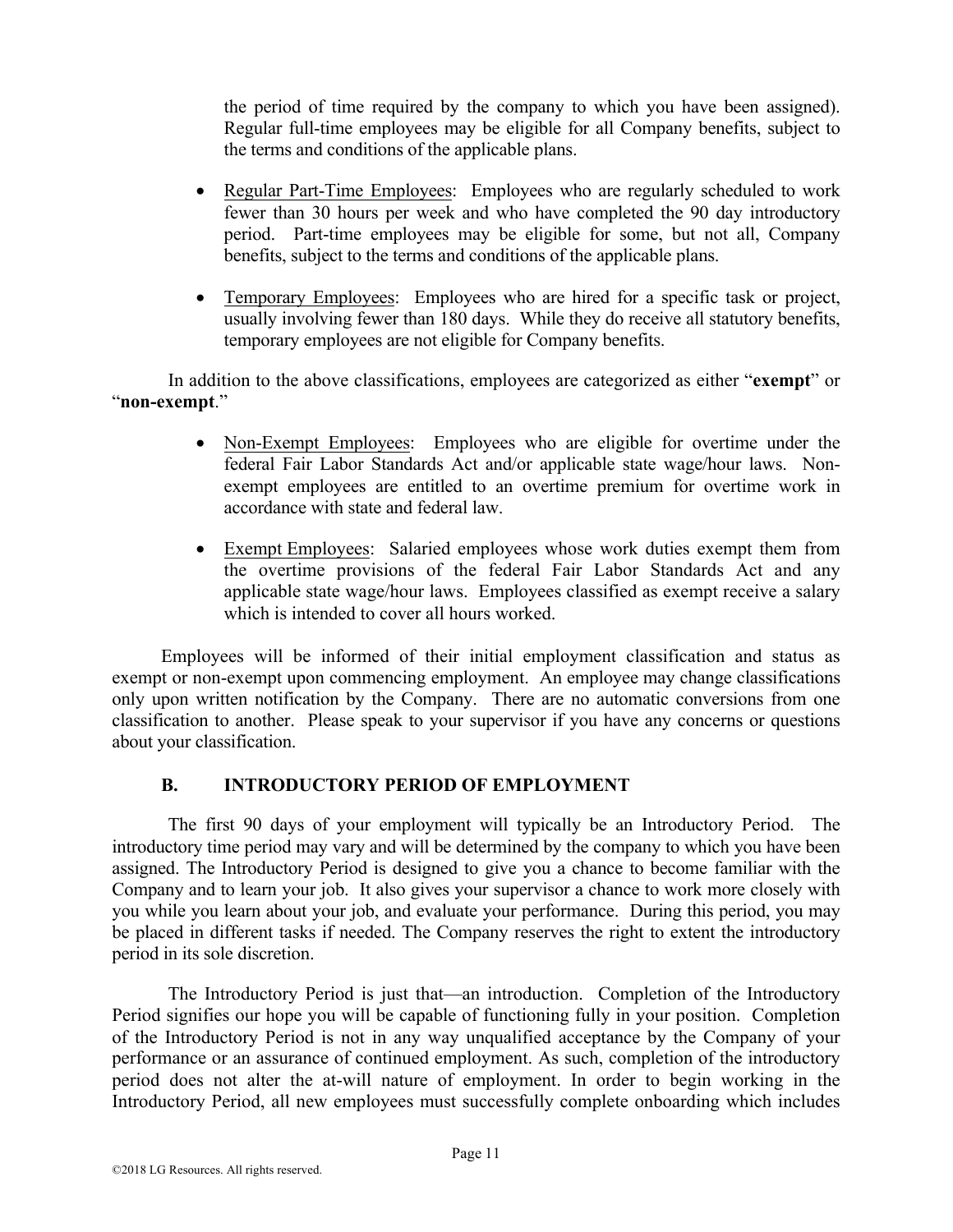the period of time required by the company to which you have been assigned). Regular full-time employees may be eligible for all Company benefits, subject to the terms and conditions of the applicable plans.

- Regular Part-Time Employees: Employees who are regularly scheduled to work fewer than 30 hours per week and who have completed the 90 day introductory period. Part-time employees may be eligible for some, but not all, Company benefits, subject to the terms and conditions of the applicable plans.
- Temporary Employees: Employees who are hired for a specific task or project, usually involving fewer than 180 days. While they do receive all statutory benefits, temporary employees are not eligible for Company benefits.

In addition to the above classifications, employees are categorized as either "**exempt**" or "**non-exempt**."

- Non-Exempt Employees: Employees who are eligible for overtime under the federal Fair Labor Standards Act and/or applicable state wage/hour laws. Non-exempt employees are entitled to an overtime premium for overtime work in accordance with state and federal law.
- Exempt Employees: Salaried employees whose work duties exempt them from the overtime provisions of the federal Fair Labor Standards Act and any applicable state wage/hour laws. Employees classified as exempt receive a salary which is intended to cover all hours worked.

Employees will be informed of their initial employment classification and status as exempt or non-exempt upon commencing employment. An employee may change classifications only upon written notification by the Company. There are no automatic conversions from one classification to another. Please speak to your supervisor if you have any concerns or questions about your classification.

## B. INTRODUCTORY PERIOD OF EMPLOYMENT

The first 90 days of your employment will typically be an Introductory Period. The introductory time period may vary and will be determined by the company to which you have been assigned. The Introductory Period is designed to give you a chance to become familiar with the Company and to learn your job. It also gives your supervisor a chance to work more closely with you while you learn about your job, and evaluate your performance. During this period, you may be placed in different tasks if needed. The Company reserves the right to extent the introductory period in its sole discretion.

The Introductory Period is just that—an introduction. Completion of the Introductory Period signifies our hope you will be capable of functioning fully in your position. Completion of the Introductory Period is not in any way unqualified acceptance by the Company of your performance or an assurance of continued employment. As such, completion of the introductory period does not alter the at-will nature of employment. In order to begin working in the Introductory Period, all new employees must successfully complete onboarding which includes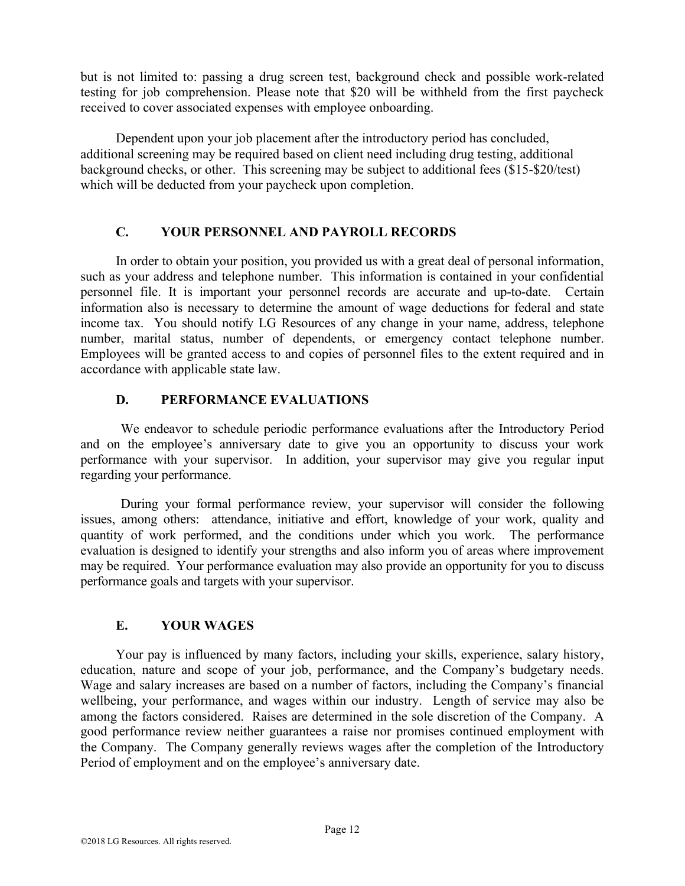but is not limited to: passing a drug screen test, background check and possible work-related testing for job comprehension. Please note that $20 will be withheld from the first paycheck received to cover associated expenses with employee onboarding.

Dependent upon your job placement after the introductory period has concluded, additional screening may be required based on client need including drug testing, additional background checks, or other. This screening may be subject to additional fees ($15-$20/test) which will be deducted from your paycheck upon completion.

### C. YOUR PERSONNEL AND PAYROLL RECORDS

In order to obtain your position, you provided us with a great deal of personal information, such as your address and telephone number. This information is contained in your confidential personnel file. It is important your personnel records are accurate and up-to-date. Certain information also is necessary to determine the amount of wage deductions for federal and state income tax. You should notify LG Resources of any change in your name, address, telephone number, marital status, number of dependents, or emergency contact telephone number. Employees will be granted access to and copies of personnel files to the extent required and in accordance with applicable state law.

### D. PERFORMANCE EVALUATIONS

We endeavor to schedule periodic performance evaluations after the Introductory Period and on the employee's anniversary date to give you an opportunity to discuss your work performance with your supervisor. In addition, your supervisor may give you regular input regarding your performance.

During your formal performance review, your supervisor will consider the following issues, among others: attendance, initiative and effort, knowledge of your work, quality and quantity of work performed, and the conditions under which you work. The performance evaluation is designed to identify your strengths and also inform you of areas where improvement may be required. Your performance evaluation may also provide an opportunity for you to discuss performance goals and targets with your supervisor.

### E. YOUR WAGES

Your pay is influenced by many factors, including your skills, experience, salary history, education, nature and scope of your job, performance, and the Company's budgetary needs. Wage and salary increases are based on a number of factors, including the Company's financial wellbeing, your performance, and wages within our industry. Length of service may also be among the factors considered. Raises are determined in the sole discretion of the Company. A good performance review neither guarantees a raise nor promises continued employment with the Company. The Company generally reviews wages after the completion of the Introductory Period of employment and on the employee's anniversary date.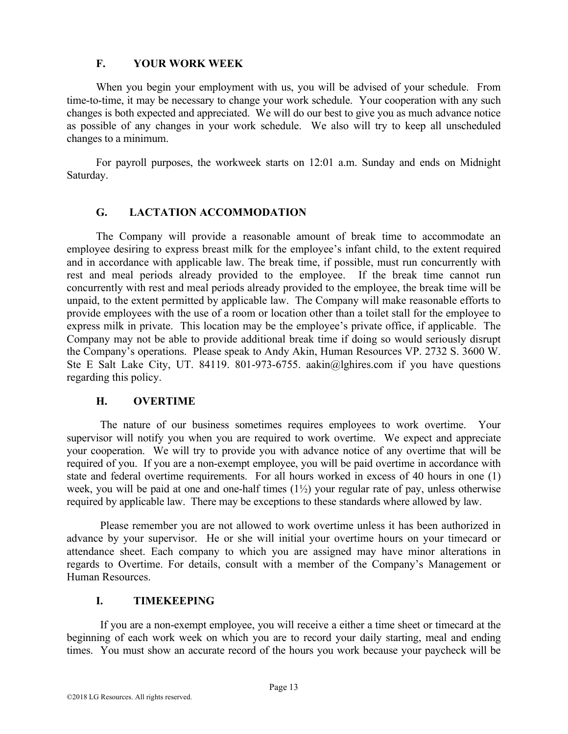### F. YOUR WORK WEEK

When you begin your employment with us, you will be advised of your schedule. From time-to-time, it may be necessary to change your work schedule. Your cooperation with any such changes is both expected and appreciated. We will do our best to give you as much advance notice as possible of any changes in your work schedule. We also will try to keep all unscheduled changes to a minimum.

For payroll purposes, the workweek starts on 12:01 a.m. Sunday and ends on Midnight Saturday.

### G. LACTATION ACCOMMODATION

The Company will provide a reasonable amount of break time to accommodate an employee desiring to express breast milk for the employee's infant child, to the extent required and in accordance with applicable law. The break time, if possible, must run concurrently with rest and meal periods already provided to the employee. If the break time cannot run concurrently with rest and meal periods already provided to the employee, the break time will be unpaid, to the extent permitted by applicable law. The Company will make reasonable efforts to provide employees with the use of a room or location other than a toilet stall for the employee to express milk in private. This location may be the employee's private office, if applicable. The Company may not be able to provide additional break time if doing so would seriously disrupt the Company's operations. Please speak to Andy Akin, Human Resources VP. 2732 S. 3600 W. Ste E Salt Lake City, UT. 84119. 801-973-6755. aakin@lghires.com if you have questions regarding this policy.

### H. OVERTIME

The nature of our business sometimes requires employees to work overtime. Your supervisor will notify you when you are required to work overtime. We expect and appreciate your cooperation. We will try to provide you with advance notice of any overtime that will be required of you. If you are a non-exempt employee, you will be paid overtime in accordance with state and federal overtime requirements. For all hours worked in excess of 40 hours in one (1) week, you will be paid at one and one-half times (1½) your regular rate of pay, unless otherwise required by applicable law. There may be exceptions to these standards where allowed by law.

Please remember you are not allowed to work overtime unless it has been authorized in advance by your supervisor. He or she will initial your overtime hours on your timecard or attendance sheet. Each company to which you are assigned may have minor alterations in regards to Overtime. For details, consult with a member of the Company's Management or Human Resources.

### I. TIMEKEEPING

If you are a non-exempt employee, you will receive a either a time sheet or timecard at the beginning of each work week on which you are to record your daily starting, meal and ending times. You must show an accurate record of the hours you work because your paycheck will be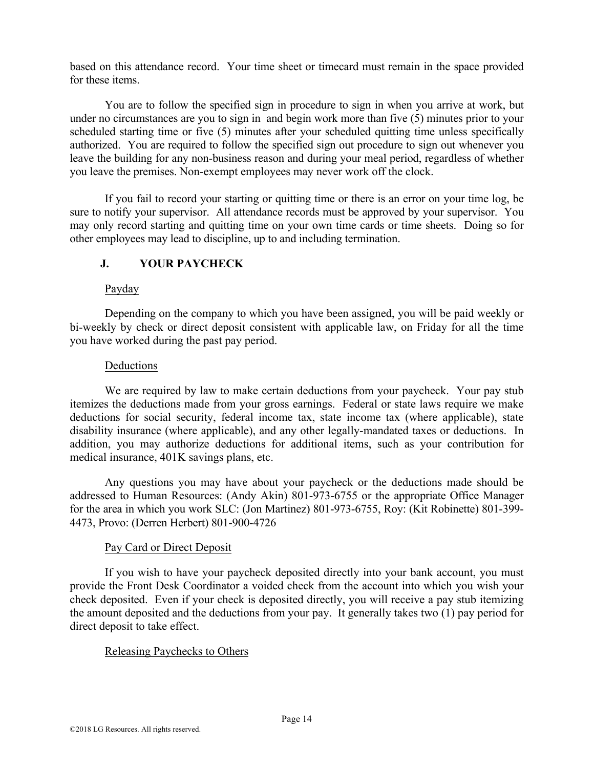based on this attendance record. Your time sheet or timecard must remain in the space provided for these items.

You are to follow the specified sign in procedure to sign in when you arrive at work, but under no circumstances are you to sign in and begin work more than five (5) minutes prior to your scheduled starting time or five (5) minutes after your scheduled quitting time unless specifically authorized. You are required to follow the specified sign out procedure to sign out whenever you leave the building for any non-business reason and during your meal period, regardless of whether you leave the premises. Non-exempt employees may never work off the clock.

If you fail to record your starting or quitting time or there is an error on your time log, be sure to notify your supervisor. All attendance records must be approved by your supervisor. You may only record starting and quitting time on your own time cards or time sheets. Doing so for other employees may lead to discipline, up to and including termination.

## J. YOUR PAYCHECK

Payday

Depending on the company to which you have been assigned, you will be paid weekly or bi-weekly by check or direct deposit consistent with applicable law, on Friday for all the time you have worked during the past pay period.

Deductions

We are required by law to make certain deductions from your paycheck. Your pay stub itemizes the deductions made from your gross earnings. Federal or state laws require we make deductions for social security, federal income tax, state income tax (where applicable), state disability insurance (where applicable), and any other legally-mandated taxes or deductions. In addition, you may authorize deductions for additional items, such as your contribution for medical insurance, 401K savings plans, etc.

Any questions you may have about your paycheck or the deductions made should be addressed to Human Resources: (Andy Akin) 801-973-6755 or the appropriate Office Manager for the area in which you work SLC: (Jon Martinez) 801-973-6755, Roy: (Kit Robinette) 801-399-4473, Provo: (Derren Herbert) 801-900-4726

Pay Card or Direct Deposit

If you wish to have your paycheck deposited directly into your bank account, you must provide the Front Desk Coordinator a voided check from the account into which you wish your check deposited. Even if your check is deposited directly, you will receive a pay stub itemizing the amount deposited and the deductions from your pay. It generally takes two (1) pay period for direct deposit to take effect.

Releasing Paychecks to Others

©2018 LG Resources. All rights reserved.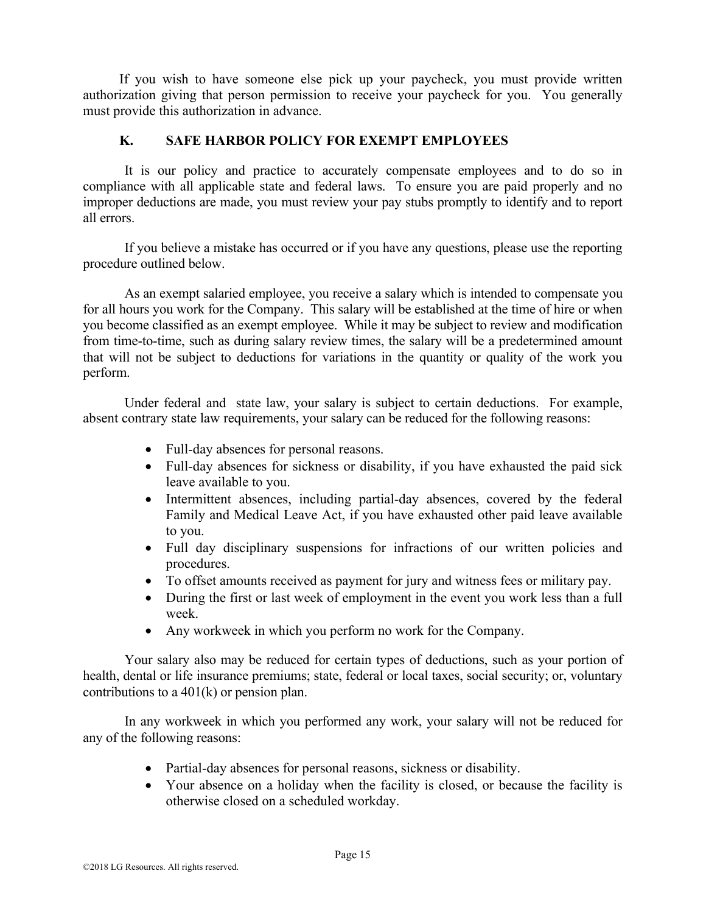If you wish to have someone else pick up your paycheck, you must provide written authorization giving that person permission to receive your paycheck for you. You generally must provide this authorization in advance.

### K. SAFE HARBOR POLICY FOR EXEMPT EMPLOYEES

It is our policy and practice to accurately compensate employees and to do so in compliance with all applicable state and federal laws. To ensure you are paid properly and no improper deductions are made, you must review your pay stubs promptly to identify and to report all errors.

If you believe a mistake has occurred or if you have any questions, please use the reporting procedure outlined below.

As an exempt salaried employee, you receive a salary which is intended to compensate you for all hours you work for the Company. This salary will be established at the time of hire or when you become classified as an exempt employee. While it may be subject to review and modification from time-to-time, such as during salary review times, the salary will be a predetermined amount that will not be subject to deductions for variations in the quantity or quality of the work you perform.

Under federal and state law, your salary is subject to certain deductions. For example, absent contrary state law requirements, your salary can be reduced for the following reasons:

- Full-day absences for personal reasons.
- Full-day absences for sickness or disability, if you have exhausted the paid sick leave available to you.
- Intermittent absences, including partial-day absences, covered by the federal Family and Medical Leave Act, if you have exhausted other paid leave available to you.
- Full day disciplinary suspensions for infractions of our written policies and procedures.
- To offset amounts received as payment for jury and witness fees or military pay.
- During the first or last week of employment in the event you work less than a full week.
- Any workweek in which you perform no work for the Company.

Your salary also may be reduced for certain types of deductions, such as your portion of health, dental or life insurance premiums; state, federal or local taxes, social security; or, voluntary contributions to a 401(k) or pension plan.

In any workweek in which you performed any work, your salary will not be reduced for any of the following reasons:

- Partial-day absences for personal reasons, sickness or disability.
- Your absence on a holiday when the facility is closed, or because the facility is otherwise closed on a scheduled workday.

©2018 LG Resources. All rights reserved.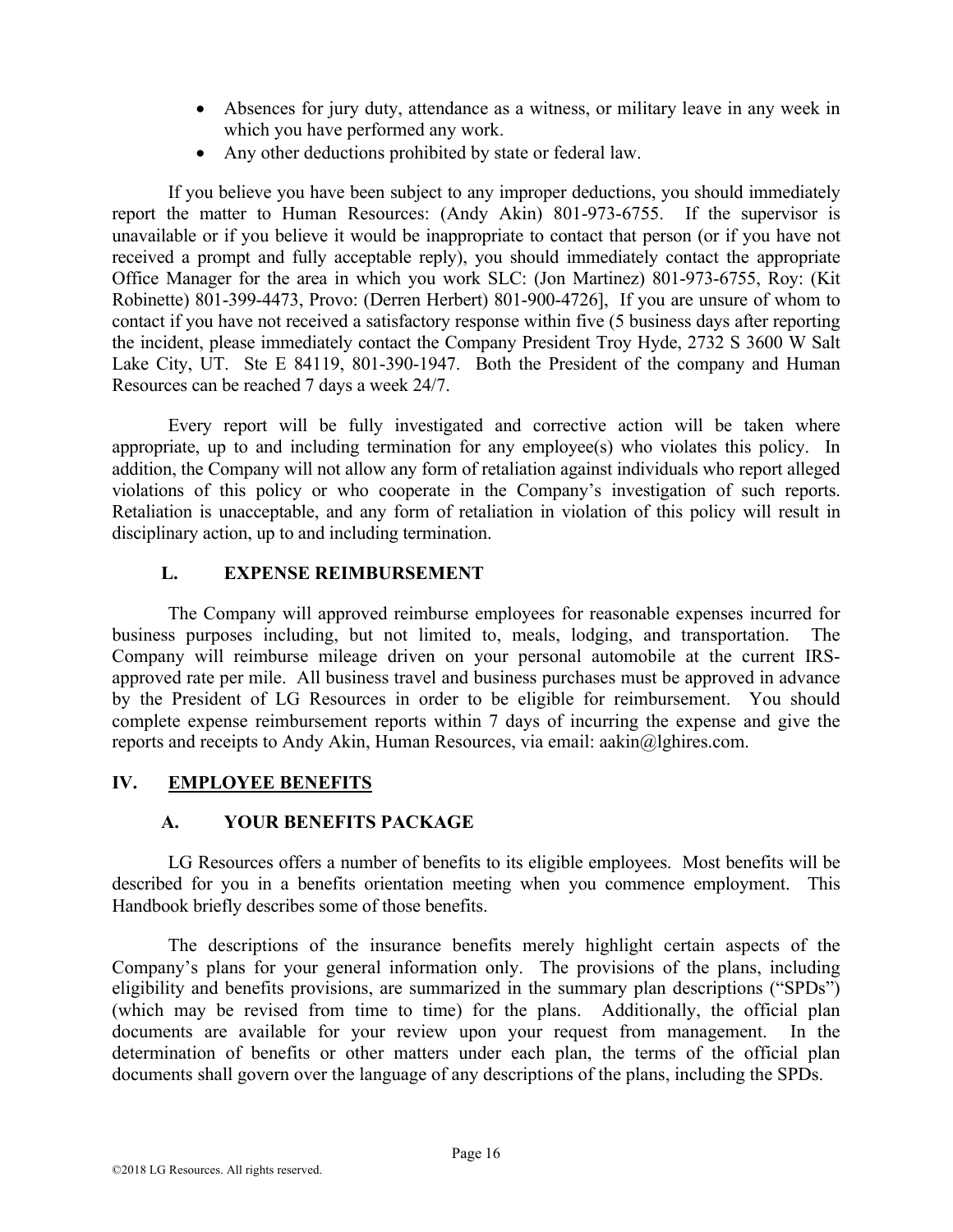- Absences for jury duty, attendance as a witness, or military leave in any week in which you have performed any work.
- Any other deductions prohibited by state or federal law.

If you believe you have been subject to any improper deductions, you should immediately report the matter to Human Resources: (Andy Akin) 801-973-6755. If the supervisor is unavailable or if you believe it would be inappropriate to contact that person (or if you have not received a prompt and fully acceptable reply), you should immediately contact the appropriate Office Manager for the area in which you work SLC: (Jon Martinez) 801-973-6755, Roy: (Kit Robinette) 801-399-4473, Provo: (Derren Herbert) 801-900-4726], If you are unsure of whom to contact if you have not received a satisfactory response within five (5 business days after reporting the incident, please immediately contact the Company President Troy Hyde, 2732 S 3600 W Salt Lake City, UT. Ste E 84119, 801-390-1947. Both the President of the company and Human Resources can be reached 7 days a week 24/7.

Every report will be fully investigated and corrective action will be taken where appropriate, up to and including termination for any employee(s) who violates this policy. In addition, the Company will not allow any form of retaliation against individuals who report alleged violations of this policy or who cooperate in the Company's investigation of such reports. Retaliation is unacceptable, and any form of retaliation in violation of this policy will result in disciplinary action, up to and including termination.

### L. EXPENSE REIMBURSEMENT

The Company will approved reimburse employees for reasonable expenses incurred for business purposes including, but not limited to, meals, lodging, and transportation. The Company will reimburse mileage driven on your personal automobile at the current IRS-approved rate per mile. All business travel and business purchases must be approved in advance by the President of LG Resources in order to be eligible for reimbursement. You should complete expense reimbursement reports within 7 days of incurring the expense and give the reports and receipts to Andy Akin, Human Resources, via email: aakin@lghires.com.

## IV. EMPLOYEE BENEFITS

### A. YOUR BENEFITS PACKAGE

LG Resources offers a number of benefits to its eligible employees. Most benefits will be described for you in a benefits orientation meeting when you commence employment. This Handbook briefly describes some of those benefits.

The descriptions of the insurance benefits merely highlight certain aspects of the Company's plans for your general information only. The provisions of the plans, including eligibility and benefits provisions, are summarized in the summary plan descriptions ("SPDs") (which may be revised from time to time) for the plans. Additionally, the official plan documents are available for your review upon your request from management. In the determination of benefits or other matters under each plan, the terms of the official plan documents shall govern over the language of any descriptions of the plans, including the SPDs.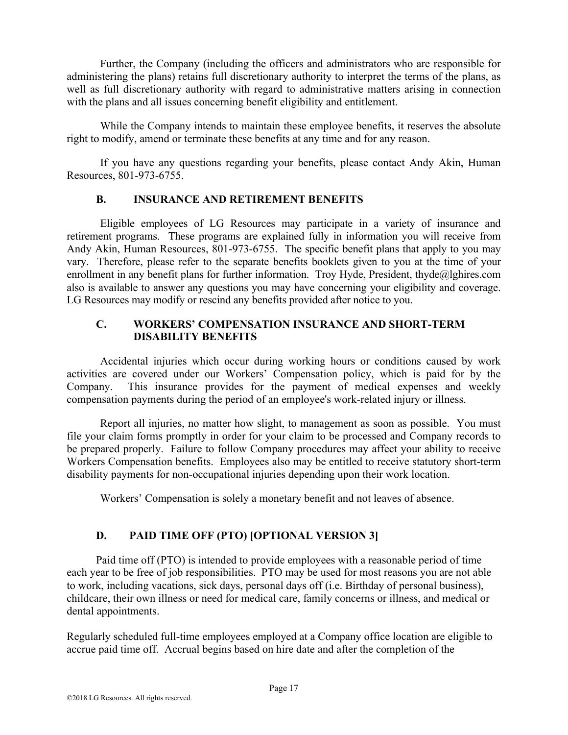Further, the Company (including the officers and administrators who are responsible for administering the plans) retains full discretionary authority to interpret the terms of the plans, as well as full discretionary authority with regard to administrative matters arising in connection with the plans and all issues concerning benefit eligibility and entitlement.

While the Company intends to maintain these employee benefits, it reserves the absolute right to modify, amend or terminate these benefits at any time and for any reason.

If you have any questions regarding your benefits, please contact Andy Akin, Human Resources, 801-973-6755.

### B. INSURANCE AND RETIREMENT BENEFITS

Eligible employees of LG Resources may participate in a variety of insurance and retirement programs. These programs are explained fully in information you will receive from Andy Akin, Human Resources, 801-973-6755. The specific benefit plans that apply to you may vary. Therefore, please refer to the separate benefits booklets given to you at the time of your enrollment in any benefit plans for further information. Troy Hyde, President, thyde@lghires.com also is available to answer any questions you may have concerning your eligibility and coverage. LG Resources may modify or rescind any benefits provided after notice to you.

### C. WORKERS' COMPENSATION INSURANCE AND SHORT-TERM DISABILITY BENEFITS

Accidental injuries which occur during working hours or conditions caused by work activities are covered under our Workers' Compensation policy, which is paid for by the Company. This insurance provides for the payment of medical expenses and weekly compensation payments during the period of an employee's work-related injury or illness.

Report all injuries, no matter how slight, to management as soon as possible. You must file your claim forms promptly in order for your claim to be processed and Company records to be prepared properly. Failure to follow Company procedures may affect your ability to receive Workers Compensation benefits. Employees also may be entitled to receive statutory short-term disability payments for non-occupational injuries depending upon their work location.

Workers' Compensation is solely a monetary benefit and not leaves of absence.

### D. PAID TIME OFF (PTO) [OPTIONAL VERSION 3]

Paid time off (PTO) is intended to provide employees with a reasonable period of time each year to be free of job responsibilities. PTO may be used for most reasons you are not able to work, including vacations, sick days, personal days off (i.e. Birthday of personal business), childcare, their own illness or need for medical care, family concerns or illness, and medical or dental appointments.

Regularly scheduled full-time employees employed at a Company office location are eligible to accrue paid time off. Accrual begins based on hire date and after the completion of the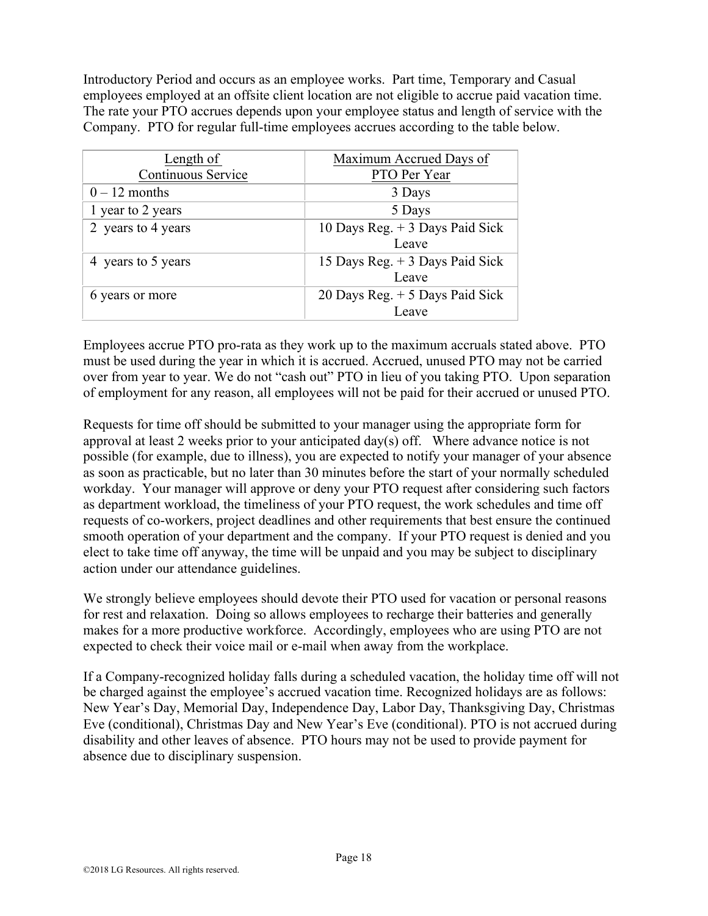Introductory Period and occurs as an employee works. Part time, Temporary and Casual employees employed at an offsite client location are not eligible to accrue paid vacation time. The rate your PTO accrues depends upon your employee status and length of service with the Company. PTO for regular full-time employees accrues according to the table below.

| Length of Continuous Service | Maximum Accrued Days of PTO Per Year |
|---|---|
| 0 – 12 months | 3 Days |
| 1 year to 2 years | 5 Days |
| 2 years to 4 years | 10 Days Reg. + 3 Days Paid Sick Leave |
| 4 years to 5 years | 15 Days Reg. + 3 Days Paid Sick Leave |
| 6 years or more | 20 Days Reg. + 5 Days Paid Sick Leave |

Employees accrue PTO pro-rata as they work up to the maximum accruals stated above. PTO must be used during the year in which it is accrued. Accrued, unused PTO may not be carried over from year to year. We do not "cash out" PTO in lieu of you taking PTO. Upon separation of employment for any reason, all employees will not be paid for their accrued or unused PTO.

Requests for time off should be submitted to your manager using the appropriate form for approval at least 2 weeks prior to your anticipated day(s) off. Where advance notice is not possible (for example, due to illness), you are expected to notify your manager of your absence as soon as practicable, but no later than 30 minutes before the start of your normally scheduled workday. Your manager will approve or deny your PTO request after considering such factors as department workload, the timeliness of your PTO request, the work schedules and time off requests of co-workers, project deadlines and other requirements that best ensure the continued smooth operation of your department and the company. If your PTO request is denied and you elect to take time off anyway, the time will be unpaid and you may be subject to disciplinary action under our attendance guidelines.

We strongly believe employees should devote their PTO used for vacation or personal reasons for rest and relaxation. Doing so allows employees to recharge their batteries and generally makes for a more productive workforce. Accordingly, employees who are using PTO are not expected to check their voice mail or e-mail when away from the workplace.

If a Company-recognized holiday falls during a scheduled vacation, the holiday time off will not be charged against the employee's accrued vacation time. Recognized holidays are as follows: New Year's Day, Memorial Day, Independence Day, Labor Day, Thanksgiving Day, Christmas Eve (conditional), Christmas Day and New Year's Eve (conditional). PTO is not accrued during disability and other leaves of absence. PTO hours may not be used to provide payment for absence due to disciplinary suspension.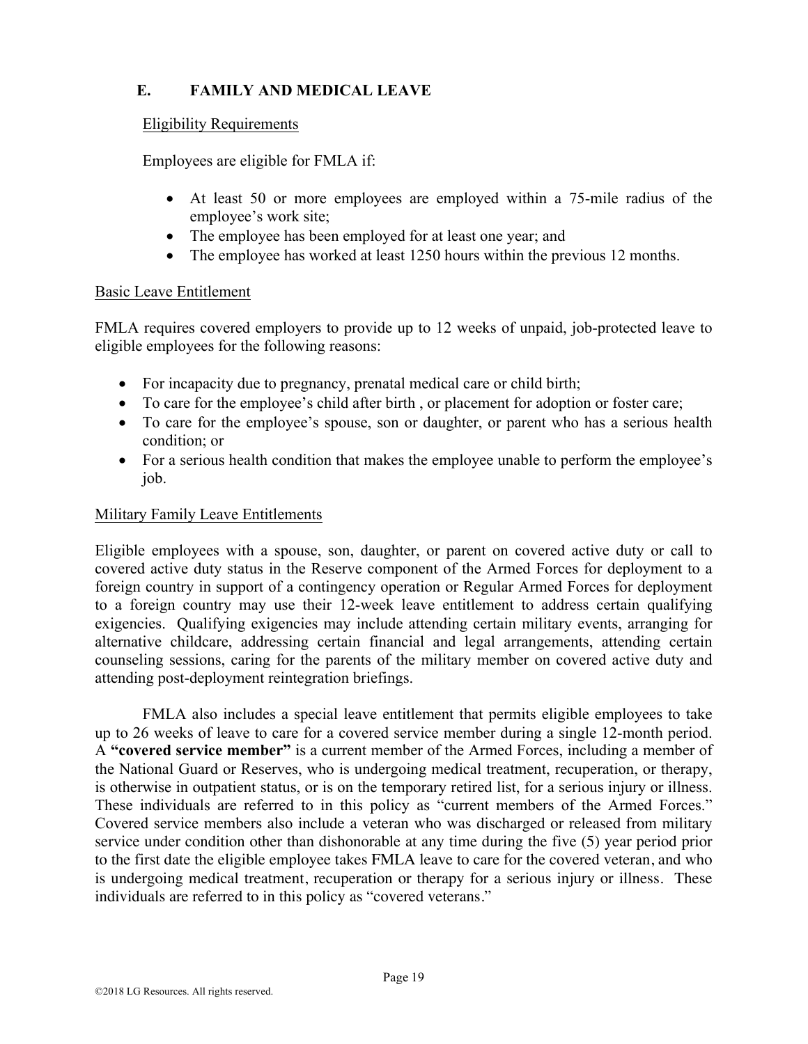## E. FAMILY AND MEDICAL LEAVE

Eligibility Requirements

Employees are eligible for FMLA if:

- At least 50 or more employees are employed within a 75-mile radius of the employee's work site;
- The employee has been employed for at least one year; and
- The employee has worked at least 1250 hours within the previous 12 months.

Basic Leave Entitlement

FMLA requires covered employers to provide up to 12 weeks of unpaid, job-protected leave to eligible employees for the following reasons:

- For incapacity due to pregnancy, prenatal medical care or child birth;
- To care for the employee's child after birth , or placement for adoption or foster care;
- To care for the employee's spouse, son or daughter, or parent who has a serious health condition; or
- For a serious health condition that makes the employee unable to perform the employee's job.

Military Family Leave Entitlements

Eligible employees with a spouse, son, daughter, or parent on covered active duty or call to covered active duty status in the Reserve component of the Armed Forces for deployment to a foreign country in support of a contingency operation or Regular Armed Forces for deployment to a foreign country may use their 12-week leave entitlement to address certain qualifying exigencies. Qualifying exigencies may include attending certain military events, arranging for alternative childcare, addressing certain financial and legal arrangements, attending certain counseling sessions, caring for the parents of the military member on covered active duty and attending post-deployment reintegration briefings.

FMLA also includes a special leave entitlement that permits eligible employees to take up to 26 weeks of leave to care for a covered service member during a single 12-month period. A **"covered service member"** is a current member of the Armed Forces, including a member of the National Guard or Reserves, who is undergoing medical treatment, recuperation, or therapy, is otherwise in outpatient status, or is on the temporary retired list, for a serious injury or illness. These individuals are referred to in this policy as "current members of the Armed Forces." Covered service members also include a veteran who was discharged or released from military service under condition other than dishonorable at any time during the five (5) year period prior to the first date the eligible employee takes FMLA leave to care for the covered veteran, and who is undergoing medical treatment, recuperation or therapy for a serious injury or illness. These individuals are referred to in this policy as "covered veterans."

©2018 LG Resources. All rights reserved.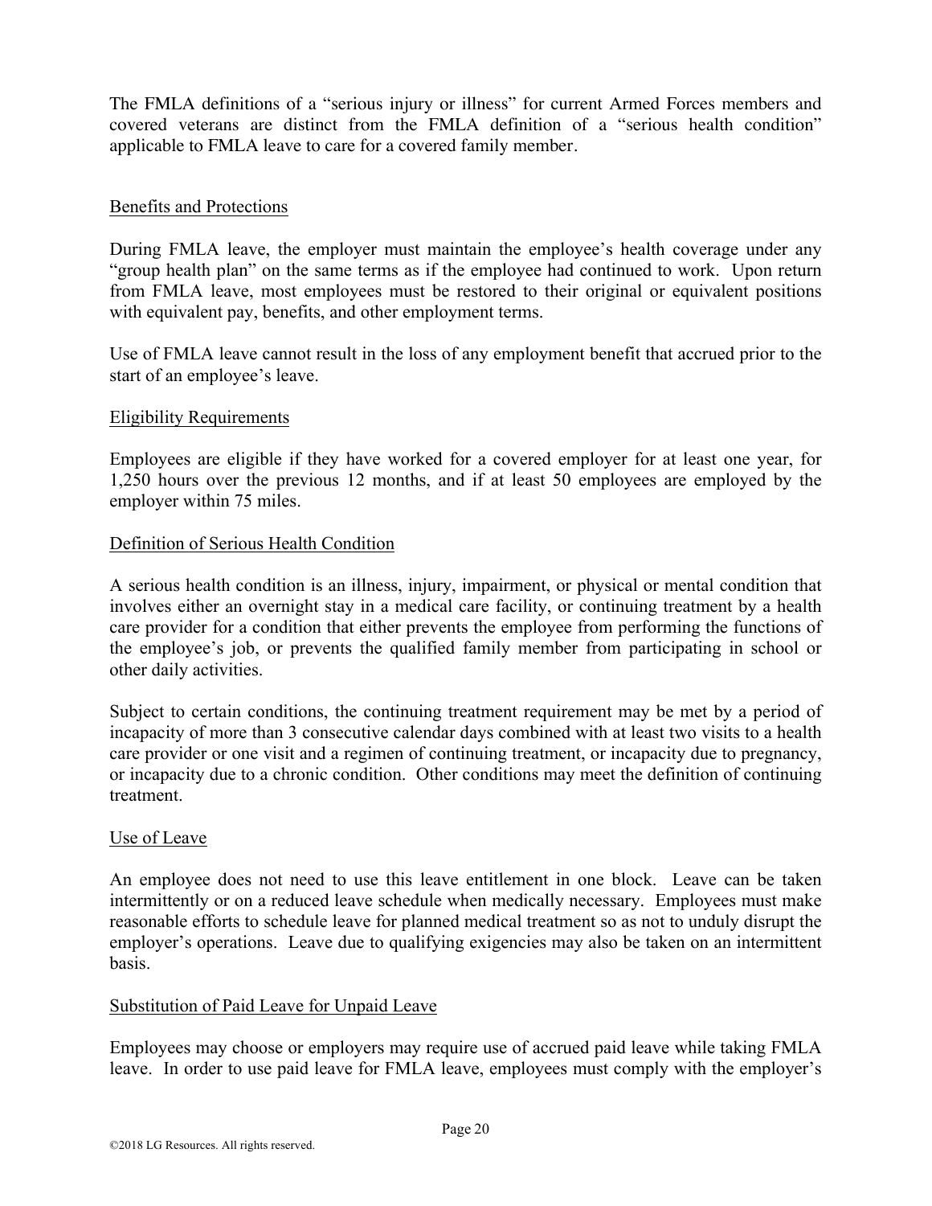The FMLA definitions of a "serious injury or illness" for current Armed Forces members and covered veterans are distinct from the FMLA definition of a "serious health condition" applicable to FMLA leave to care for a covered family member.

Benefits and Protections

During FMLA leave, the employer must maintain the employee's health coverage under any "group health plan" on the same terms as if the employee had continued to work. Upon return from FMLA leave, most employees must be restored to their original or equivalent positions with equivalent pay, benefits, and other employment terms.

Use of FMLA leave cannot result in the loss of any employment benefit that accrued prior to the start of an employee's leave.

Eligibility Requirements

Employees are eligible if they have worked for a covered employer for at least one year, for 1,250 hours over the previous 12 months, and if at least 50 employees are employed by the employer within 75 miles.

Definition of Serious Health Condition

A serious health condition is an illness, injury, impairment, or physical or mental condition that involves either an overnight stay in a medical care facility, or continuing treatment by a health care provider for a condition that either prevents the employee from performing the functions of the employee's job, or prevents the qualified family member from participating in school or other daily activities.

Subject to certain conditions, the continuing treatment requirement may be met by a period of incapacity of more than 3 consecutive calendar days combined with at least two visits to a health care provider or one visit and a regimen of continuing treatment, or incapacity due to pregnancy, or incapacity due to a chronic condition. Other conditions may meet the definition of continuing treatment.

Use of Leave

An employee does not need to use this leave entitlement in one block. Leave can be taken intermittently or on a reduced leave schedule when medically necessary. Employees must make reasonable efforts to schedule leave for planned medical treatment so as not to unduly disrupt the employer's operations. Leave due to qualifying exigencies may also be taken on an intermittent basis.

Substitution of Paid Leave for Unpaid Leave

Employees may choose or employers may require use of accrued paid leave while taking FMLA leave. In order to use paid leave for FMLA leave, employees must comply with the employer's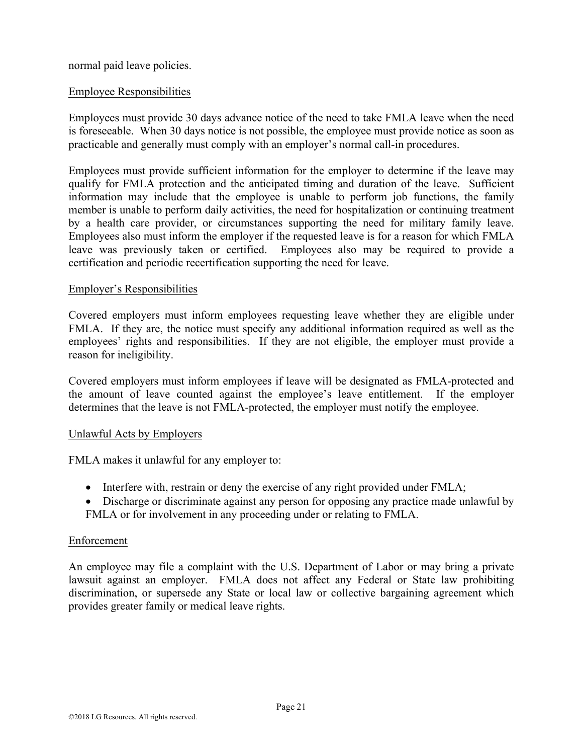normal paid leave policies.

Employee Responsibilities

Employees must provide 30 days advance notice of the need to take FMLA leave when the need is foreseeable. When 30 days notice is not possible, the employee must provide notice as soon as practicable and generally must comply with an employer's normal call-in procedures.

Employees must provide sufficient information for the employer to determine if the leave may qualify for FMLA protection and the anticipated timing and duration of the leave. Sufficient information may include that the employee is unable to perform job functions, the family member is unable to perform daily activities, the need for hospitalization or continuing treatment by a health care provider, or circumstances supporting the need for military family leave. Employees also must inform the employer if the requested leave is for a reason for which FMLA leave was previously taken or certified. Employees also may be required to provide a certification and periodic recertification supporting the need for leave.

Employer's Responsibilities

Covered employers must inform employees requesting leave whether they are eligible under FMLA. If they are, the notice must specify any additional information required as well as the employees' rights and responsibilities. If they are not eligible, the employer must provide a reason for ineligibility.

Covered employers must inform employees if leave will be designated as FMLA-protected and the amount of leave counted against the employee's leave entitlement. If the employer determines that the leave is not FMLA-protected, the employer must notify the employee.

Unlawful Acts by Employers

FMLA makes it unlawful for any employer to:

- Interfere with, restrain or deny the exercise of any right provided under FMLA;
- Discharge or discriminate against any person for opposing any practice made unlawful by FMLA or for involvement in any proceeding under or relating to FMLA.

Enforcement

An employee may file a complaint with the U.S. Department of Labor or may bring a private lawsuit against an employer. FMLA does not affect any Federal or State law prohibiting discrimination, or supersede any State or local law or collective bargaining agreement which provides greater family or medical leave rights.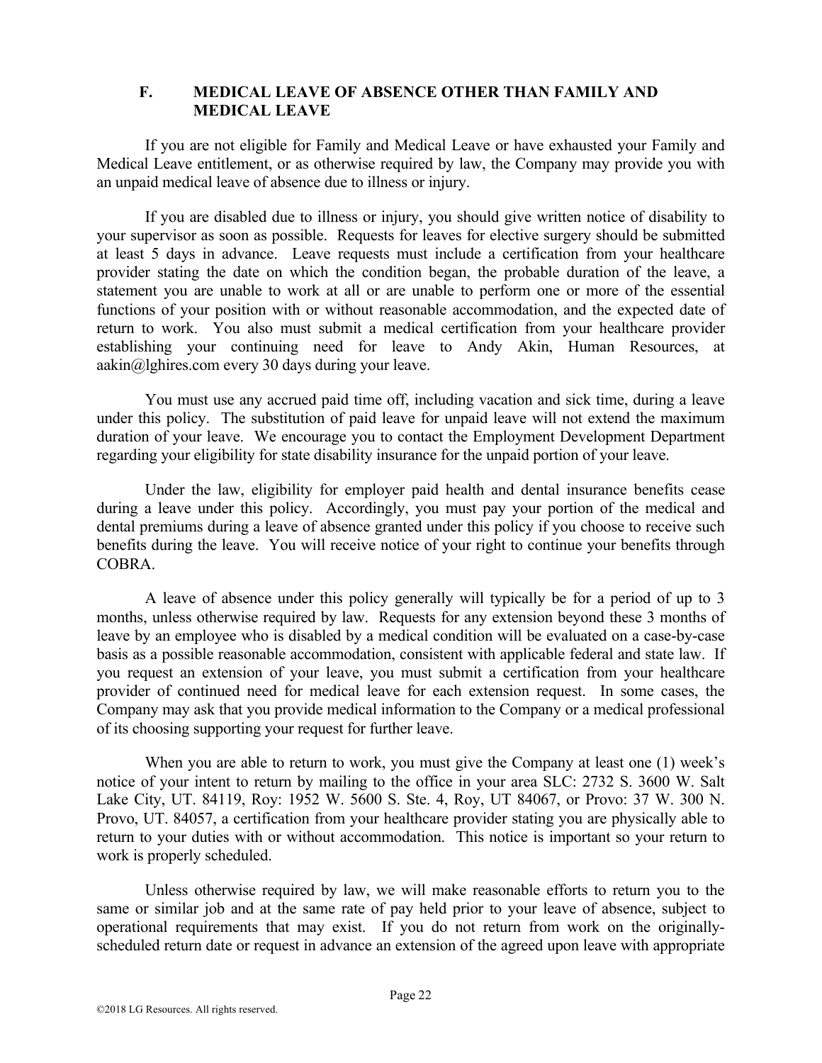### F. MEDICAL LEAVE OF ABSENCE OTHER THAN FAMILY AND MEDICAL LEAVE

If you are not eligible for Family and Medical Leave or have exhausted your Family and Medical Leave entitlement, or as otherwise required by law, the Company may provide you with an unpaid medical leave of absence due to illness or injury.

If you are disabled due to illness or injury, you should give written notice of disability to your supervisor as soon as possible. Requests for leaves for elective surgery should be submitted at least 5 days in advance. Leave requests must include a certification from your healthcare provider stating the date on which the condition began, the probable duration of the leave, a statement you are unable to work at all or are unable to perform one or more of the essential functions of your position with or without reasonable accommodation, and the expected date of return to work. You also must submit a medical certification from your healthcare provider establishing your continuing need for leave to Andy Akin, Human Resources, at aakin@lghires.com every 30 days during your leave.

You must use any accrued paid time off, including vacation and sick time, during a leave under this policy. The substitution of paid leave for unpaid leave will not extend the maximum duration of your leave. We encourage you to contact the Employment Development Department regarding your eligibility for state disability insurance for the unpaid portion of your leave.

Under the law, eligibility for employer paid health and dental insurance benefits cease during a leave under this policy. Accordingly, you must pay your portion of the medical and dental premiums during a leave of absence granted under this policy if you choose to receive such benefits during the leave. You will receive notice of your right to continue your benefits through COBRA.

A leave of absence under this policy generally will typically be for a period of up to 3 months, unless otherwise required by law. Requests for any extension beyond these 3 months of leave by an employee who is disabled by a medical condition will be evaluated on a case-by-case basis as a possible reasonable accommodation, consistent with applicable federal and state law. If you request an extension of your leave, you must submit a certification from your healthcare provider of continued need for medical leave for each extension request. In some cases, the Company may ask that you provide medical information to the Company or a medical professional of its choosing supporting your request for further leave.

When you are able to return to work, you must give the Company at least one (1) week's notice of your intent to return by mailing to the office in your area SLC: 2732 S. 3600 W. Salt Lake City, UT. 84119, Roy: 1952 W. 5600 S. Ste. 4, Roy, UT 84067, or Provo: 37 W. 300 N. Provo, UT. 84057, a certification from your healthcare provider stating you are physically able to return to your duties with or without accommodation. This notice is important so your return to work is properly scheduled.

Unless otherwise required by law, we will make reasonable efforts to return you to the same or similar job and at the same rate of pay held prior to your leave of absence, subject to operational requirements that may exist. If you do not return from work on the originally-scheduled return date or request in advance an extension of the agreed upon leave with appropriate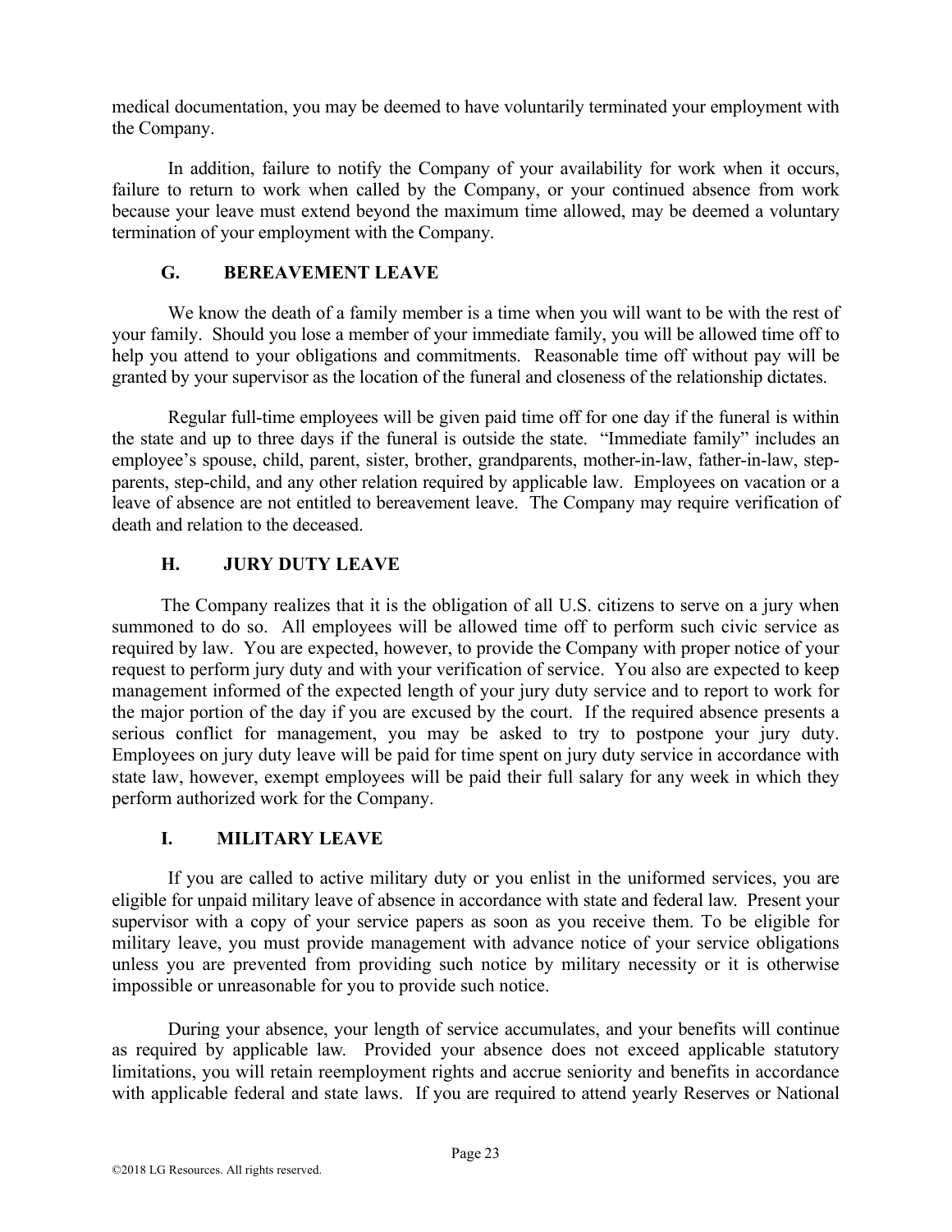medical documentation, you may be deemed to have voluntarily terminated your employment with the Company.

In addition, failure to notify the Company of your availability for work when it occurs, failure to return to work when called by the Company, or your continued absence from work because your leave must extend beyond the maximum time allowed, may be deemed a voluntary termination of your employment with the Company.

### G. BEREAVEMENT LEAVE

We know the death of a family member is a time when you will want to be with the rest of your family. Should you lose a member of your immediate family, you will be allowed time off to help you attend to your obligations and commitments. Reasonable time off without pay will be granted by your supervisor as the location of the funeral and closeness of the relationship dictates.

Regular full-time employees will be given paid time off for one day if the funeral is within the state and up to three days if the funeral is outside the state. "Immediate family" includes an employee's spouse, child, parent, sister, brother, grandparents, mother-in-law, father-in-law, step-parents, step-child, and any other relation required by applicable law. Employees on vacation or a leave of absence are not entitled to bereavement leave. The Company may require verification of death and relation to the deceased.

### H. JURY DUTY LEAVE

The Company realizes that it is the obligation of all U.S. citizens to serve on a jury when summoned to do so. All employees will be allowed time off to perform such civic service as required by law. You are expected, however, to provide the Company with proper notice of your request to perform jury duty and with your verification of service. You also are expected to keep management informed of the expected length of your jury duty service and to report to work for the major portion of the day if you are excused by the court. If the required absence presents a serious conflict for management, you may be asked to try to postpone your jury duty. Employees on jury duty leave will be paid for time spent on jury duty service in accordance with state law, however, exempt employees will be paid their full salary for any week in which they perform authorized work for the Company.

### I. MILITARY LEAVE

If you are called to active military duty or you enlist in the uniformed services, you are eligible for unpaid military leave of absence in accordance with state and federal law. Present your supervisor with a copy of your service papers as soon as you receive them. To be eligible for military leave, you must provide management with advance notice of your service obligations unless you are prevented from providing such notice by military necessity or it is otherwise impossible or unreasonable for you to provide such notice.

During your absence, your length of service accumulates, and your benefits will continue as required by applicable law. Provided your absence does not exceed applicable statutory limitations, you will retain reemployment rights and accrue seniority and benefits in accordance with applicable federal and state laws. If you are required to attend yearly Reserves or National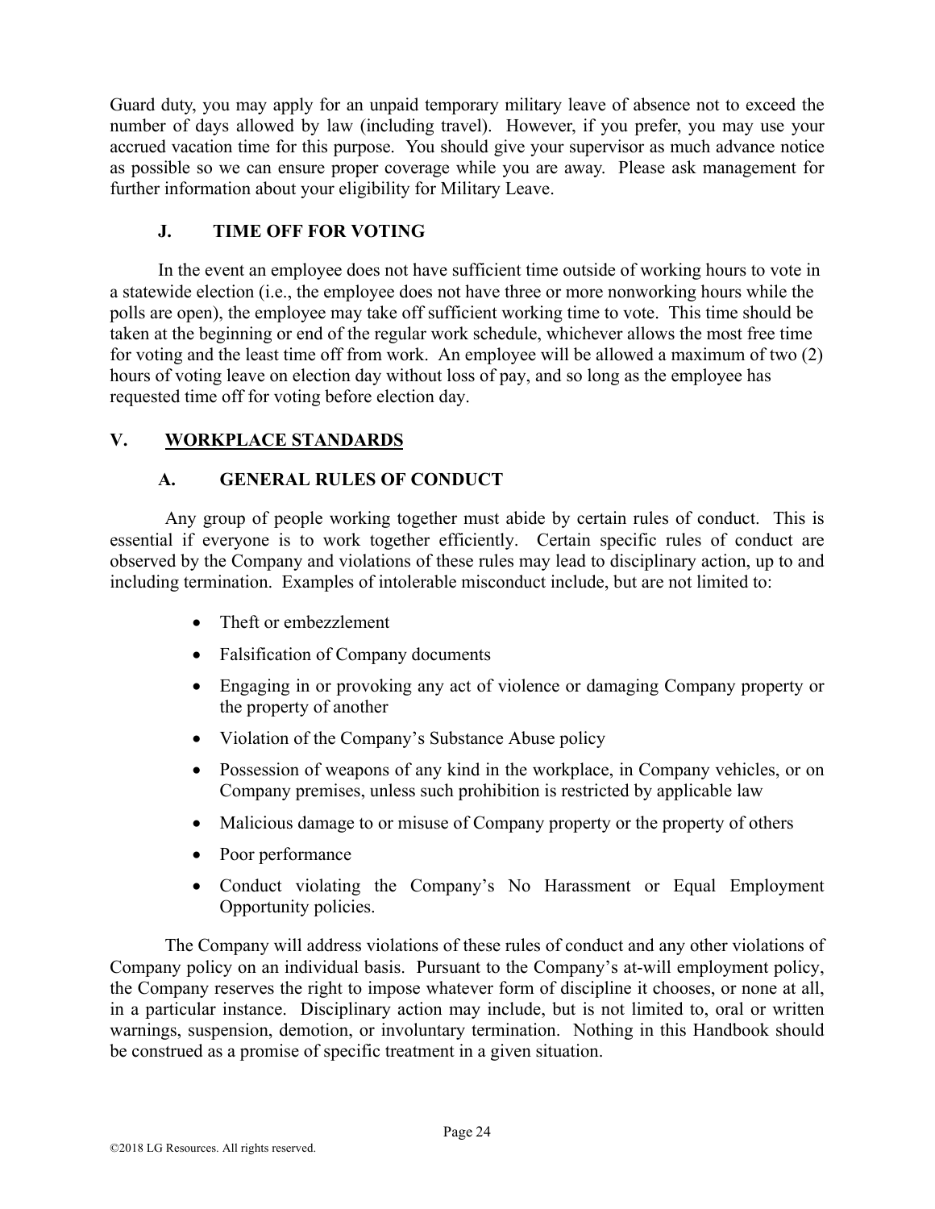Guard duty, you may apply for an unpaid temporary military leave of absence not to exceed the number of days allowed by law (including travel). However, if you prefer, you may use your accrued vacation time for this purpose. You should give your supervisor as much advance notice as possible so we can ensure proper coverage while you are away. Please ask management for further information about your eligibility for Military Leave.

### J. TIME OFF FOR VOTING

In the event an employee does not have sufficient time outside of working hours to vote in a statewide election (i.e., the employee does not have three or more nonworking hours while the polls are open), the employee may take off sufficient working time to vote. This time should be taken at the beginning or end of the regular work schedule, whichever allows the most free time for voting and the least time off from work. An employee will be allowed a maximum of two (2) hours of voting leave on election day without loss of pay, and so long as the employee has requested time off for voting before election day.

## V. WORKPLACE STANDARDS

### A. GENERAL RULES OF CONDUCT

Any group of people working together must abide by certain rules of conduct. This is essential if everyone is to work together efficiently. Certain specific rules of conduct are observed by the Company and violations of these rules may lead to disciplinary action, up to and including termination. Examples of intolerable misconduct include, but are not limited to:

- Theft or embezzlement
- Falsification of Company documents
- Engaging in or provoking any act of violence or damaging Company property or the property of another
- Violation of the Company's Substance Abuse policy
- Possession of weapons of any kind in the workplace, in Company vehicles, or on Company premises, unless such prohibition is restricted by applicable law
- Malicious damage to or misuse of Company property or the property of others
- Poor performance
- Conduct violating the Company's No Harassment or Equal Employment Opportunity policies.

The Company will address violations of these rules of conduct and any other violations of Company policy on an individual basis. Pursuant to the Company's at-will employment policy, the Company reserves the right to impose whatever form of discipline it chooses, or none at all, in a particular instance. Disciplinary action may include, but is not limited to, oral or written warnings, suspension, demotion, or involuntary termination. Nothing in this Handbook should be construed as a promise of specific treatment in a given situation.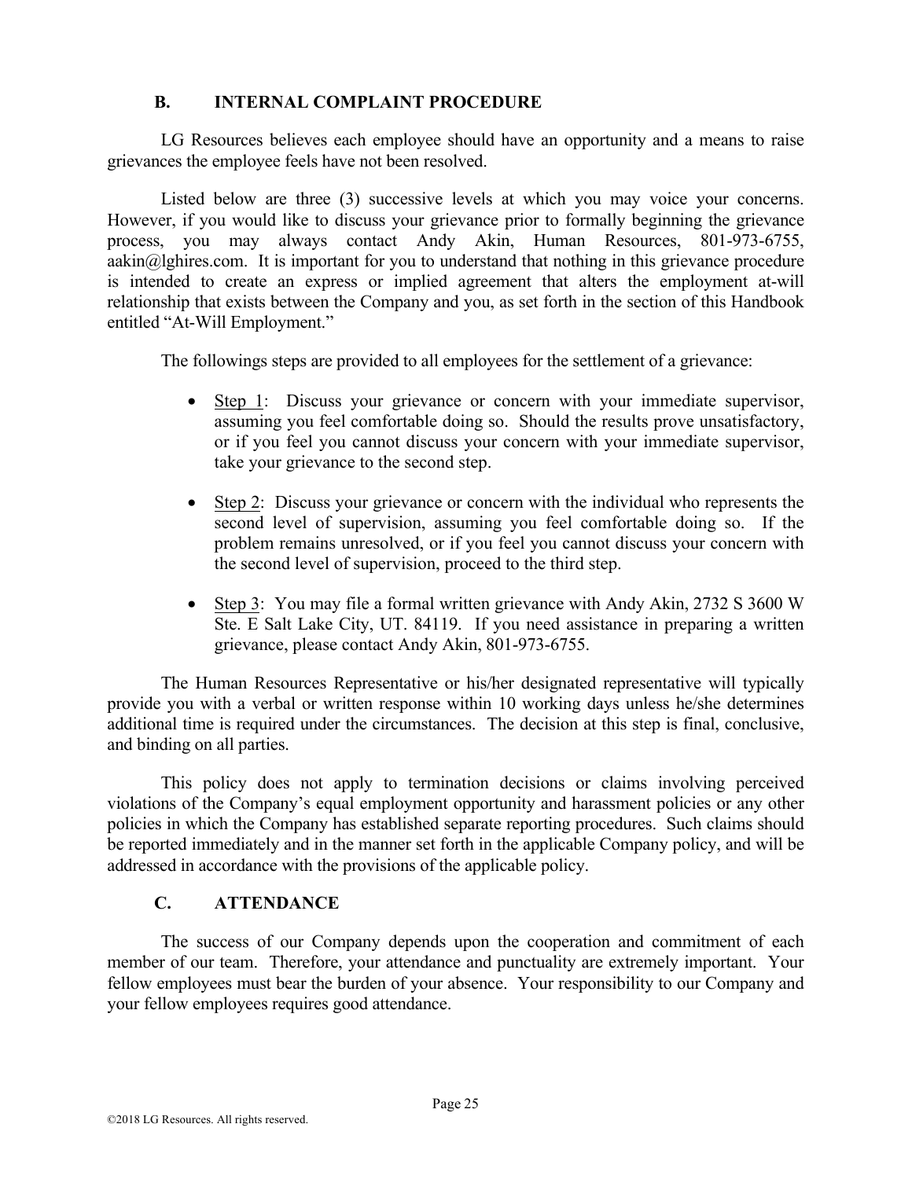## B. INTERNAL COMPLAINT PROCEDURE

LG Resources believes each employee should have an opportunity and a means to raise grievances the employee feels have not been resolved.

Listed below are three (3) successive levels at which you may voice your concerns. However, if you would like to discuss your grievance prior to formally beginning the grievance process, you may always contact Andy Akin, Human Resources, 801-973-6755, aakin@lghires.com. It is important for you to understand that nothing in this grievance procedure is intended to create an express or implied agreement that alters the employment at-will relationship that exists between the Company and you, as set forth in the section of this Handbook entitled "At-Will Employment."

The followings steps are provided to all employees for the settlement of a grievance:

- Step 1: Discuss your grievance or concern with your immediate supervisor, assuming you feel comfortable doing so. Should the results prove unsatisfactory, or if you feel you cannot discuss your concern with your immediate supervisor, take your grievance to the second step.
- Step 2: Discuss your grievance or concern with the individual who represents the second level of supervision, assuming you feel comfortable doing so. If the problem remains unresolved, or if you feel you cannot discuss your concern with the second level of supervision, proceed to the third step.
- Step 3: You may file a formal written grievance with Andy Akin, 2732 S 3600 W Ste. E Salt Lake City, UT. 84119. If you need assistance in preparing a written grievance, please contact Andy Akin, 801-973-6755.

The Human Resources Representative or his/her designated representative will typically provide you with a verbal or written response within 10 working days unless he/she determines additional time is required under the circumstances. The decision at this step is final, conclusive, and binding on all parties.

This policy does not apply to termination decisions or claims involving perceived violations of the Company's equal employment opportunity and harassment policies or any other policies in which the Company has established separate reporting procedures. Such claims should be reported immediately and in the manner set forth in the applicable Company policy, and will be addressed in accordance with the provisions of the applicable policy.

## C. ATTENDANCE

The success of our Company depends upon the cooperation and commitment of each member of our team. Therefore, your attendance and punctuality are extremely important. Your fellow employees must bear the burden of your absence. Your responsibility to our Company and your fellow employees requires good attendance.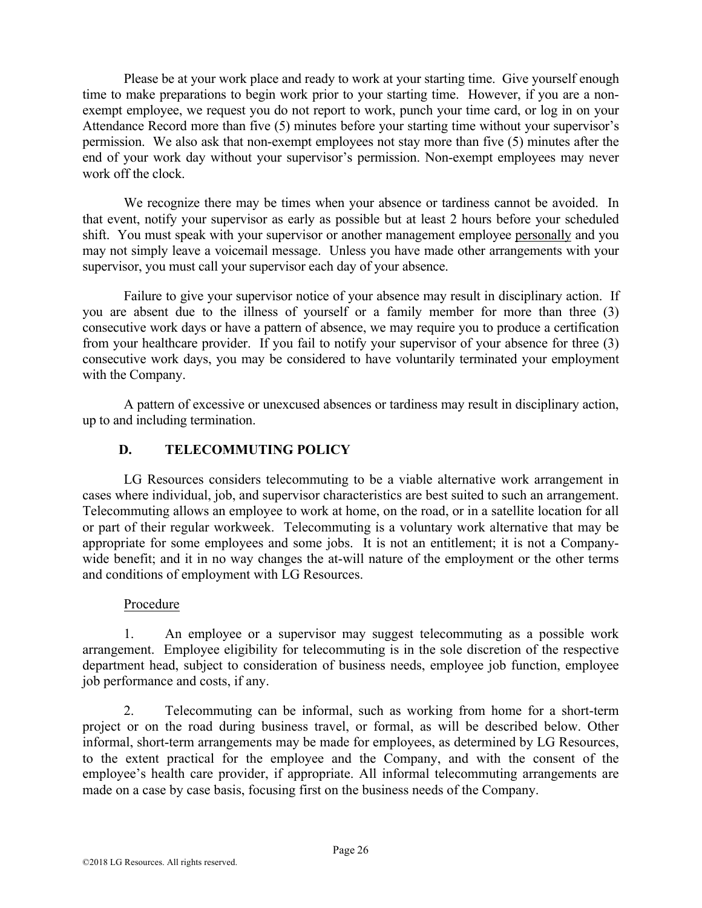Please be at your work place and ready to work at your starting time. Give yourself enough time to make preparations to begin work prior to your starting time. However, if you are a non-exempt employee, we request you do not report to work, punch your time card, or log in on your Attendance Record more than five (5) minutes before your starting time without your supervisor's permission. We also ask that non-exempt employees not stay more than five (5) minutes after the end of your work day without your supervisor's permission. Non-exempt employees may never work off the clock.

We recognize there may be times when your absence or tardiness cannot be avoided. In that event, notify your supervisor as early as possible but at least 2 hours before your scheduled shift. You must speak with your supervisor or another management employee personally and you may not simply leave a voicemail message. Unless you have made other arrangements with your supervisor, you must call your supervisor each day of your absence.

Failure to give your supervisor notice of your absence may result in disciplinary action. If you are absent due to the illness of yourself or a family member for more than three (3) consecutive work days or have a pattern of absence, we may require you to produce a certification from your healthcare provider. If you fail to notify your supervisor of your absence for three (3) consecutive work days, you may be considered to have voluntarily terminated your employment with the Company.

A pattern of excessive or unexcused absences or tardiness may result in disciplinary action, up to and including termination.

## D. TELECOMMUTING POLICY

LG Resources considers telecommuting to be a viable alternative work arrangement in cases where individual, job, and supervisor characteristics are best suited to such an arrangement. Telecommuting allows an employee to work at home, on the road, or in a satellite location for all or part of their regular workweek. Telecommuting is a voluntary work alternative that may be appropriate for some employees and some jobs. It is not an entitlement; it is not a Company-wide benefit; and it in no way changes the at-will nature of the employment or the other terms and conditions of employment with LG Resources.

Procedure

1. An employee or a supervisor may suggest telecommuting as a possible work arrangement. Employee eligibility for telecommuting is in the sole discretion of the respective department head, subject to consideration of business needs, employee job function, employee job performance and costs, if any.

2. Telecommuting can be informal, such as working from home for a short-term project or on the road during business travel, or formal, as will be described below. Other informal, short-term arrangements may be made for employees, as determined by LG Resources, to the extent practical for the employee and the Company, and with the consent of the employee's health care provider, if appropriate. All informal telecommuting arrangements are made on a case by case basis, focusing first on the business needs of the Company.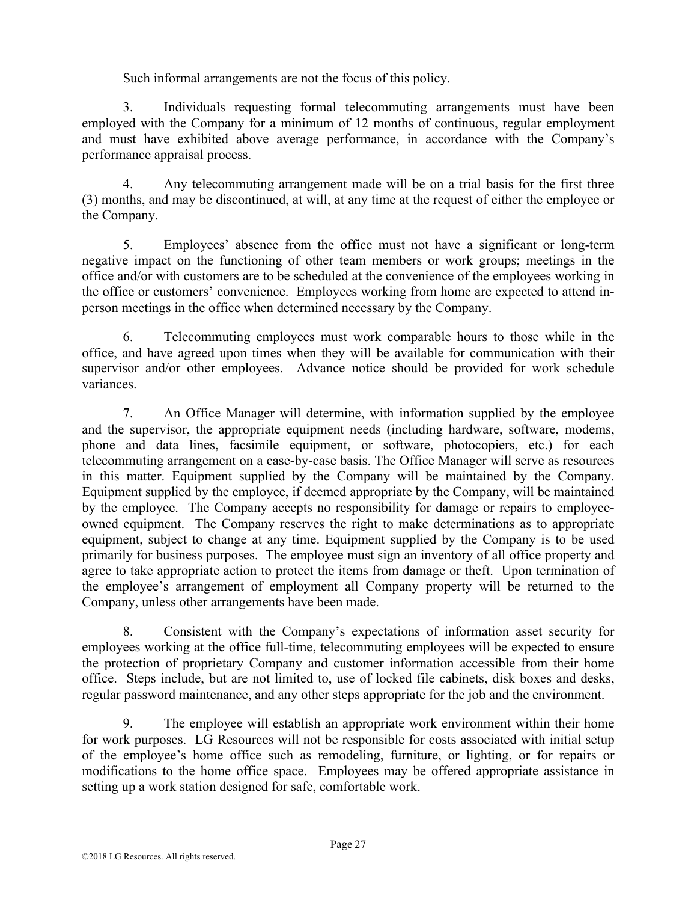Such informal arrangements are not the focus of this policy.

3. Individuals requesting formal telecommuting arrangements must have been employed with the Company for a minimum of 12 months of continuous, regular employment and must have exhibited above average performance, in accordance with the Company's performance appraisal process.

4. Any telecommuting arrangement made will be on a trial basis for the first three (3) months, and may be discontinued, at will, at any time at the request of either the employee or the Company.

5. Employees' absence from the office must not have a significant or long-term negative impact on the functioning of other team members or work groups; meetings in the office and/or with customers are to be scheduled at the convenience of the employees working in the office or customers' convenience. Employees working from home are expected to attend in-person meetings in the office when determined necessary by the Company.

6. Telecommuting employees must work comparable hours to those while in the office, and have agreed upon times when they will be available for communication with their supervisor and/or other employees. Advance notice should be provided for work schedule variances.

7. An Office Manager will determine, with information supplied by the employee and the supervisor, the appropriate equipment needs (including hardware, software, modems, phone and data lines, facsimile equipment, or software, photocopiers, etc.) for each telecommuting arrangement on a case-by-case basis. The Office Manager will serve as resources in this matter. Equipment supplied by the Company will be maintained by the Company. Equipment supplied by the employee, if deemed appropriate by the Company, will be maintained by the employee. The Company accepts no responsibility for damage or repairs to employee-owned equipment. The Company reserves the right to make determinations as to appropriate equipment, subject to change at any time. Equipment supplied by the Company is to be used primarily for business purposes. The employee must sign an inventory of all office property and agree to take appropriate action to protect the items from damage or theft. Upon termination of the employee's arrangement of employment all Company property will be returned to the Company, unless other arrangements have been made.

8. Consistent with the Company's expectations of information asset security for employees working at the office full-time, telecommuting employees will be expected to ensure the protection of proprietary Company and customer information accessible from their home office. Steps include, but are not limited to, use of locked file cabinets, disk boxes and desks, regular password maintenance, and any other steps appropriate for the job and the environment.

9. The employee will establish an appropriate work environment within their home for work purposes. LG Resources will not be responsible for costs associated with initial setup of the employee's home office such as remodeling, furniture, or lighting, or for repairs or modifications to the home office space. Employees may be offered appropriate assistance in setting up a work station designed for safe, comfortable work.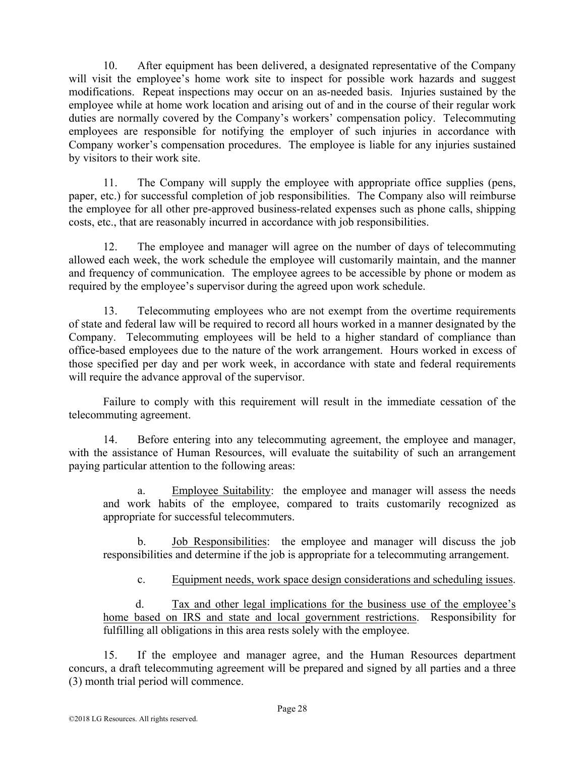10. After equipment has been delivered, a designated representative of the Company will visit the employee's home work site to inspect for possible work hazards and suggest modifications. Repeat inspections may occur on an as-needed basis. Injuries sustained by the employee while at home work location and arising out of and in the course of their regular work duties are normally covered by the Company's workers' compensation policy. Telecommuting employees are responsible for notifying the employer of such injuries in accordance with Company worker's compensation procedures. The employee is liable for any injuries sustained by visitors to their work site.

11. The Company will supply the employee with appropriate office supplies (pens, paper, etc.) for successful completion of job responsibilities. The Company also will reimburse the employee for all other pre-approved business-related expenses such as phone calls, shipping costs, etc., that are reasonably incurred in accordance with job responsibilities.

12. The employee and manager will agree on the number of days of telecommuting allowed each week, the work schedule the employee will customarily maintain, and the manner and frequency of communication. The employee agrees to be accessible by phone or modem as required by the employee's supervisor during the agreed upon work schedule.

13. Telecommuting employees who are not exempt from the overtime requirements of state and federal law will be required to record all hours worked in a manner designated by the Company. Telecommuting employees will be held to a higher standard of compliance than office-based employees due to the nature of the work arrangement. Hours worked in excess of those specified per day and per work week, in accordance with state and federal requirements will require the advance approval of the supervisor.

Failure to comply with this requirement will result in the immediate cessation of the telecommuting agreement.

14. Before entering into any telecommuting agreement, the employee and manager, with the assistance of Human Resources, will evaluate the suitability of such an arrangement paying particular attention to the following areas:

a. <u>Employee Suitability</u>: the employee and manager will assess the needs and work habits of the employee, compared to traits customarily recognized as appropriate for successful telecommuters.

b. <u>Job Responsibilities</u>: the employee and manager will discuss the job responsibilities and determine if the job is appropriate for a telecommuting arrangement.

c. <u>Equipment needs, work space design considerations and scheduling issues</u>.

d. <u>Tax and other legal implications for the business use of the employee's home based on IRS and state and local government restrictions</u>. Responsibility for fulfilling all obligations in this area rests solely with the employee.

15. If the employee and manager agree, and the Human Resources department concurs, a draft telecommuting agreement will be prepared and signed by all parties and a three (3) month trial period will commence.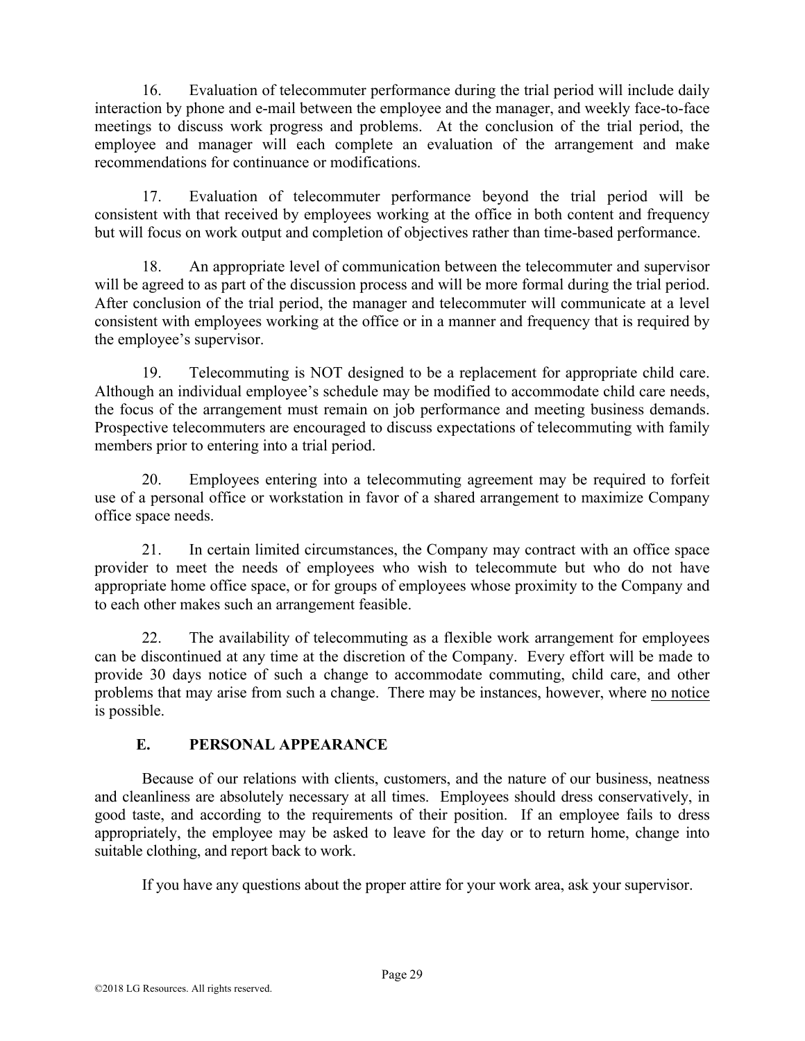16. Evaluation of telecommuter performance during the trial period will include daily interaction by phone and e-mail between the employee and the manager, and weekly face-to-face meetings to discuss work progress and problems. At the conclusion of the trial period, the employee and manager will each complete an evaluation of the arrangement and make recommendations for continuance or modifications.

17. Evaluation of telecommuter performance beyond the trial period will be consistent with that received by employees working at the office in both content and frequency but will focus on work output and completion of objectives rather than time-based performance.

18. An appropriate level of communication between the telecommuter and supervisor will be agreed to as part of the discussion process and will be more formal during the trial period. After conclusion of the trial period, the manager and telecommuter will communicate at a level consistent with employees working at the office or in a manner and frequency that is required by the employee's supervisor.

19. Telecommuting is NOT designed to be a replacement for appropriate child care. Although an individual employee's schedule may be modified to accommodate child care needs, the focus of the arrangement must remain on job performance and meeting business demands. Prospective telecommuters are encouraged to discuss expectations of telecommuting with family members prior to entering into a trial period.

20. Employees entering into a telecommuting agreement may be required to forfeit use of a personal office or workstation in favor of a shared arrangement to maximize Company office space needs.

21. In certain limited circumstances, the Company may contract with an office space provider to meet the needs of employees who wish to telecommute but who do not have appropriate home office space, or for groups of employees whose proximity to the Company and to each other makes such an arrangement feasible.

22. The availability of telecommuting as a flexible work arrangement for employees can be discontinued at any time at the discretion of the Company. Every effort will be made to provide 30 days notice of such a change to accommodate commuting, child care, and other problems that may arise from such a change. There may be instances, however, where <u>no notice</u> is possible.

### E. PERSONAL APPEARANCE

Because of our relations with clients, customers, and the nature of our business, neatness and cleanliness are absolutely necessary at all times. Employees should dress conservatively, in good taste, and according to the requirements of their position. If an employee fails to dress appropriately, the employee may be asked to leave for the day or to return home, change into suitable clothing, and report back to work.

If you have any questions about the proper attire for your work area, ask your supervisor.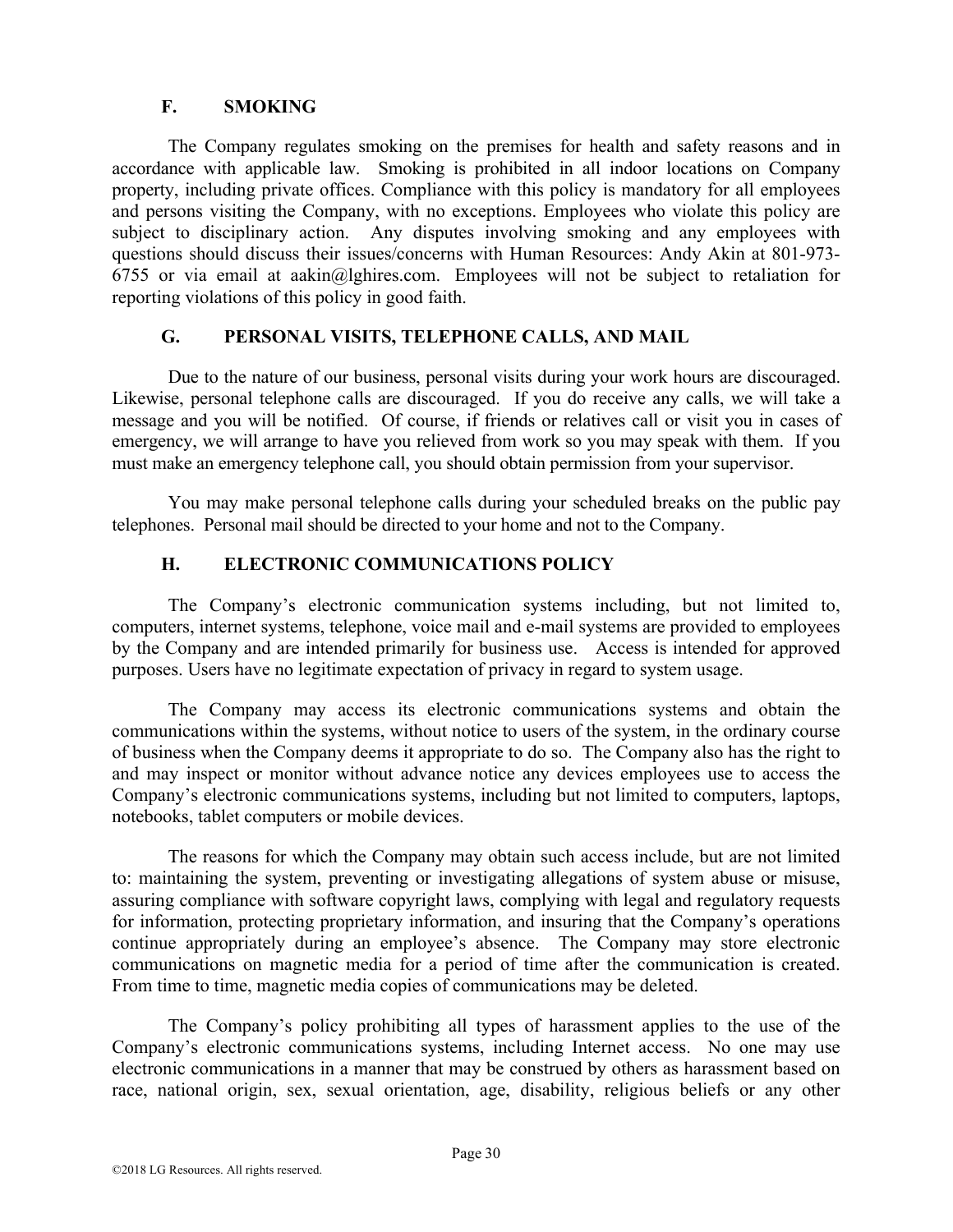### F. SMOKING

The Company regulates smoking on the premises for health and safety reasons and in accordance with applicable law. Smoking is prohibited in all indoor locations on Company property, including private offices. Compliance with this policy is mandatory for all employees and persons visiting the Company, with no exceptions. Employees who violate this policy are subject to disciplinary action. Any disputes involving smoking and any employees with questions should discuss their issues/concerns with Human Resources: Andy Akin at 801-973-6755 or via email at aakin@lghires.com. Employees will not be subject to retaliation for reporting violations of this policy in good faith.

### G. PERSONAL VISITS, TELEPHONE CALLS, AND MAIL

Due to the nature of our business, personal visits during your work hours are discouraged. Likewise, personal telephone calls are discouraged. If you do receive any calls, we will take a message and you will be notified. Of course, if friends or relatives call or visit you in cases of emergency, we will arrange to have you relieved from work so you may speak with them. If you must make an emergency telephone call, you should obtain permission from your supervisor.

You may make personal telephone calls during your scheduled breaks on the public pay telephones. Personal mail should be directed to your home and not to the Company.

### H. ELECTRONIC COMMUNICATIONS POLICY

The Company's electronic communication systems including, but not limited to, computers, internet systems, telephone, voice mail and e-mail systems are provided to employees by the Company and are intended primarily for business use. Access is intended for approved purposes. Users have no legitimate expectation of privacy in regard to system usage.

The Company may access its electronic communications systems and obtain the communications within the systems, without notice to users of the system, in the ordinary course of business when the Company deems it appropriate to do so. The Company also has the right to and may inspect or monitor without advance notice any devices employees use to access the Company's electronic communications systems, including but not limited to computers, laptops, notebooks, tablet computers or mobile devices.

The reasons for which the Company may obtain such access include, but are not limited to: maintaining the system, preventing or investigating allegations of system abuse or misuse, assuring compliance with software copyright laws, complying with legal and regulatory requests for information, protecting proprietary information, and insuring that the Company's operations continue appropriately during an employee's absence. The Company may store electronic communications on magnetic media for a period of time after the communication is created. From time to time, magnetic media copies of communications may be deleted.

The Company's policy prohibiting all types of harassment applies to the use of the Company's electronic communications systems, including Internet access. No one may use electronic communications in a manner that may be construed by others as harassment based on race, national origin, sex, sexual orientation, age, disability, religious beliefs or any other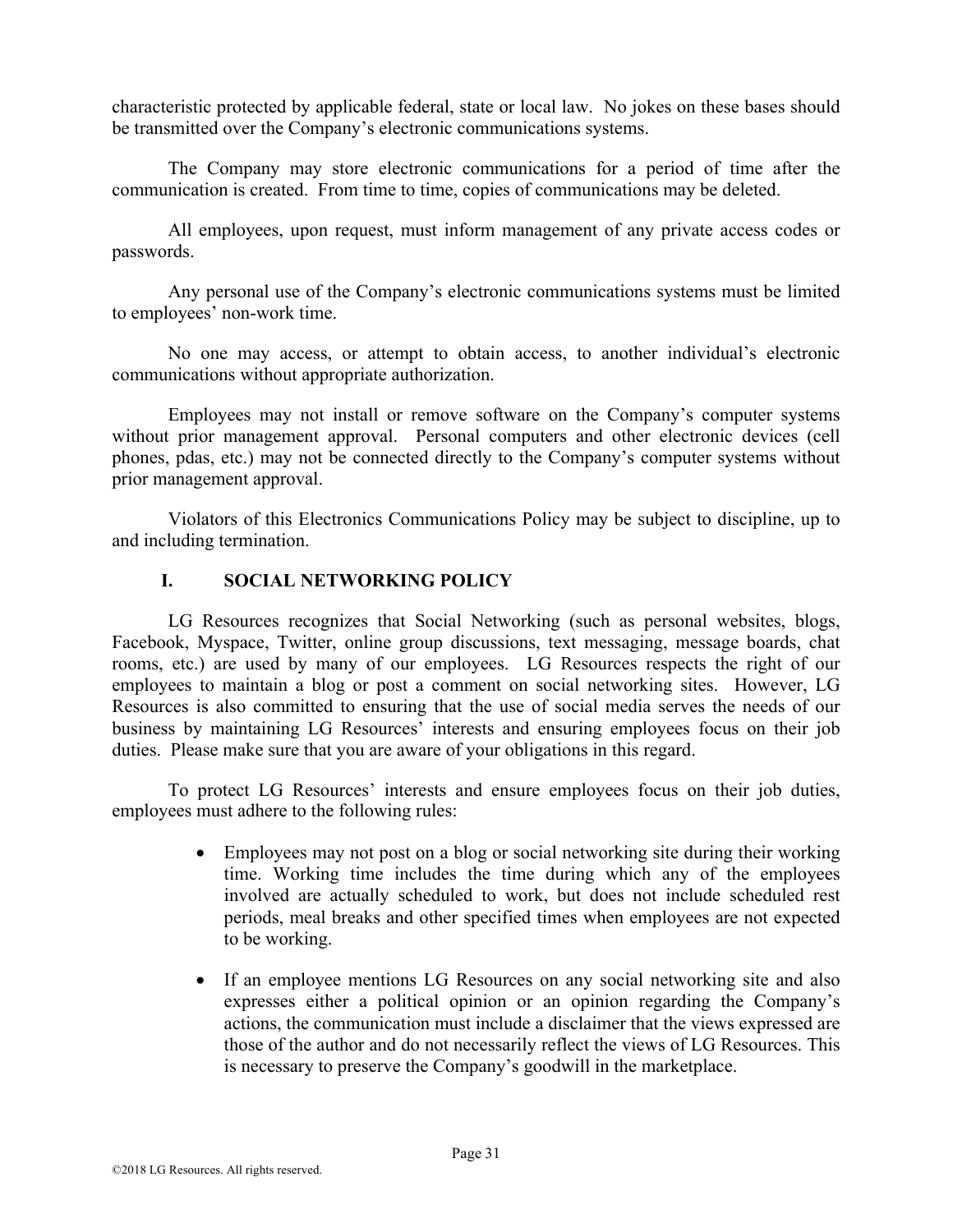characteristic protected by applicable federal, state or local law. No jokes on these bases should be transmitted over the Company's electronic communications systems.

The Company may store electronic communications for a period of time after the communication is created. From time to time, copies of communications may be deleted.

All employees, upon request, must inform management of any private access codes or passwords.

Any personal use of the Company's electronic communications systems must be limited to employees' non-work time.

No one may access, or attempt to obtain access, to another individual's electronic communications without appropriate authorization.

Employees may not install or remove software on the Company's computer systems without prior management approval. Personal computers and other electronic devices (cell phones, pdas, etc.) may not be connected directly to the Company's computer systems without prior management approval.

Violators of this Electronics Communications Policy may be subject to discipline, up to and including termination.

## I. SOCIAL NETWORKING POLICY

LG Resources recognizes that Social Networking (such as personal websites, blogs, Facebook, Myspace, Twitter, online group discussions, text messaging, message boards, chat rooms, etc.) are used by many of our employees. LG Resources respects the right of our employees to maintain a blog or post a comment on social networking sites. However, LG Resources is also committed to ensuring that the use of social media serves the needs of our business by maintaining LG Resources' interests and ensuring employees focus on their job duties. Please make sure that you are aware of your obligations in this regard.

To protect LG Resources' interests and ensure employees focus on their job duties, employees must adhere to the following rules:

- Employees may not post on a blog or social networking site during their working time. Working time includes the time during which any of the employees involved are actually scheduled to work, but does not include scheduled rest periods, meal breaks and other specified times when employees are not expected to be working.
- If an employee mentions LG Resources on any social networking site and also expresses either a political opinion or an opinion regarding the Company's actions, the communication must include a disclaimer that the views expressed are those of the author and do not necessarily reflect the views of LG Resources. This is necessary to preserve the Company's goodwill in the marketplace.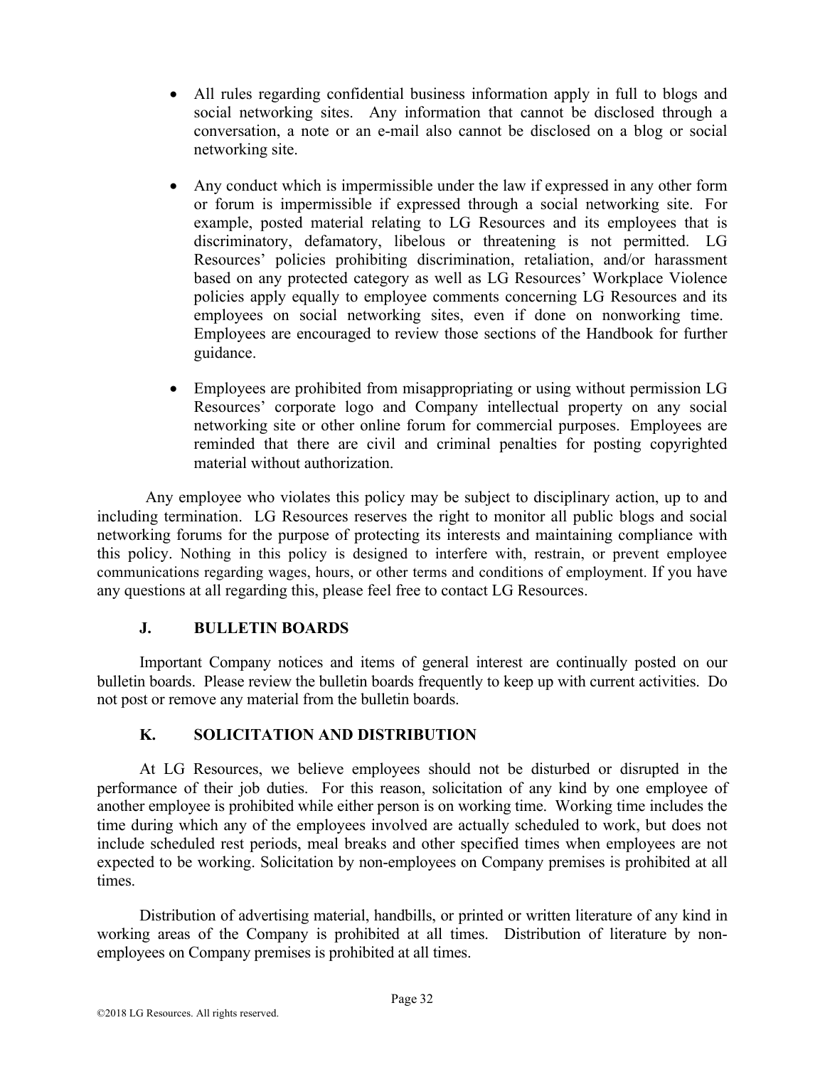- All rules regarding confidential business information apply in full to blogs and social networking sites. Any information that cannot be disclosed through a conversation, a note or an e-mail also cannot be disclosed on a blog or social networking site.

- Any conduct which is impermissible under the law if expressed in any other form or forum is impermissible if expressed through a social networking site. For example, posted material relating to LG Resources and its employees that is discriminatory, defamatory, libelous or threatening is not permitted. LG Resources' policies prohibiting discrimination, retaliation, and/or harassment based on any protected category as well as LG Resources' Workplace Violence policies apply equally to employee comments concerning LG Resources and its employees on social networking sites, even if done on nonworking time. Employees are encouraged to review those sections of the Handbook for further guidance.

- Employees are prohibited from misappropriating or using without permission LG Resources' corporate logo and Company intellectual property on any social networking site or other online forum for commercial purposes. Employees are reminded that there are civil and criminal penalties for posting copyrighted material without authorization.

Any employee who violates this policy may be subject to disciplinary action, up to and including termination. LG Resources reserves the right to monitor all public blogs and social networking forums for the purpose of protecting its interests and maintaining compliance with this policy. Nothing in this policy is designed to interfere with, restrain, or prevent employee communications regarding wages, hours, or other terms and conditions of employment. If you have any questions at all regarding this, please feel free to contact LG Resources.

### J. BULLETIN BOARDS

Important Company notices and items of general interest are continually posted on our bulletin boards. Please review the bulletin boards frequently to keep up with current activities. Do not post or remove any material from the bulletin boards.

### K. SOLICITATION AND DISTRIBUTION

At LG Resources, we believe employees should not be disturbed or disrupted in the performance of their job duties. For this reason, solicitation of any kind by one employee of another employee is prohibited while either person is on working time. Working time includes the time during which any of the employees involved are actually scheduled to work, but does not include scheduled rest periods, meal breaks and other specified times when employees are not expected to be working. Solicitation by non-employees on Company premises is prohibited at all times.

Distribution of advertising material, handbills, or printed or written literature of any kind in working areas of the Company is prohibited at all times. Distribution of literature by non-employees on Company premises is prohibited at all times.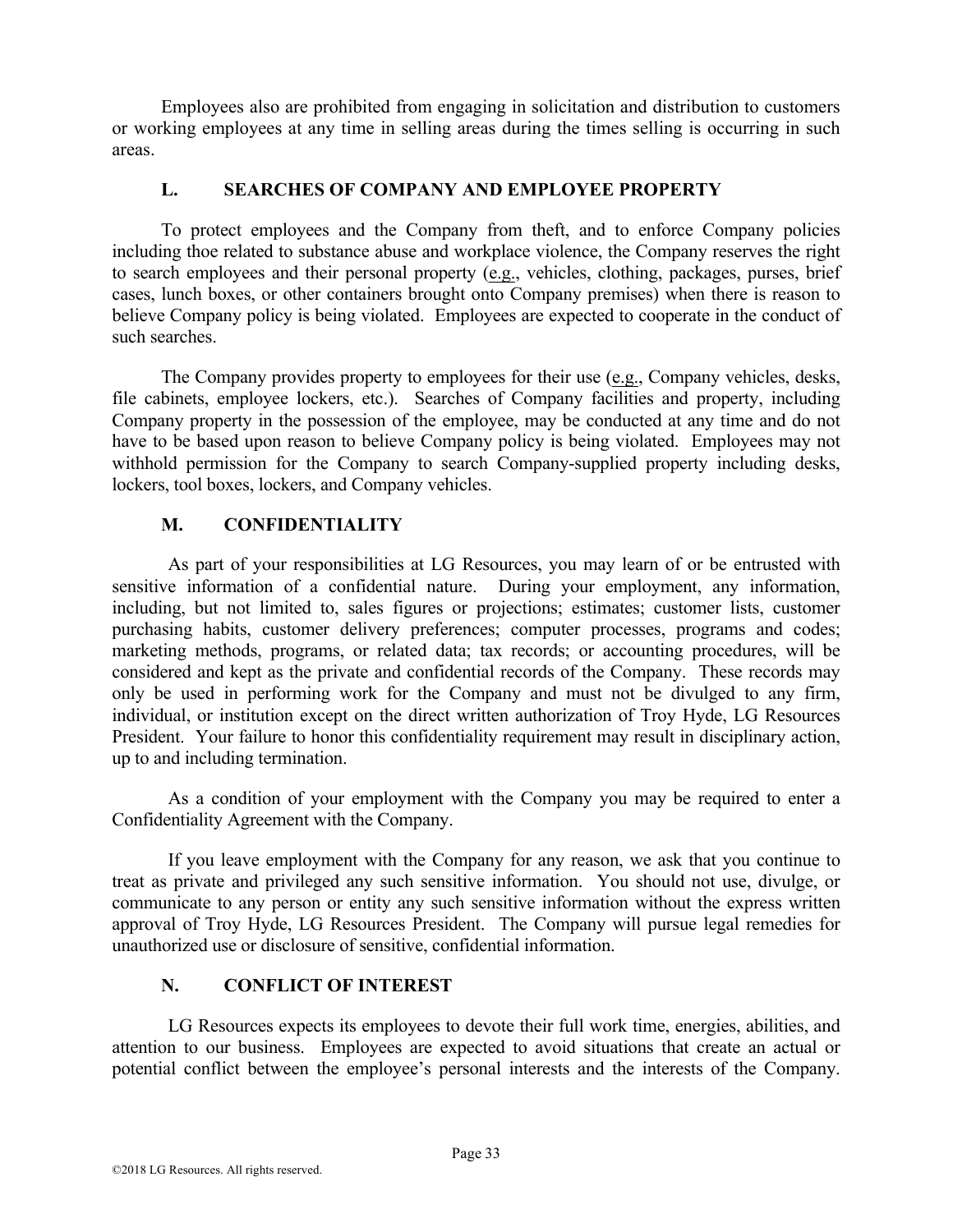Employees also are prohibited from engaging in solicitation and distribution to customers or working employees at any time in selling areas during the times selling is occurring in such areas.

### L. SEARCHES OF COMPANY AND EMPLOYEE PROPERTY

To protect employees and the Company from theft, and to enforce Company policies including thoe related to substance abuse and workplace violence, the Company reserves the right to search employees and their personal property (e.g., vehicles, clothing, packages, purses, brief cases, lunch boxes, or other containers brought onto Company premises) when there is reason to believe Company policy is being violated. Employees are expected to cooperate in the conduct of such searches.

The Company provides property to employees for their use (e.g., Company vehicles, desks, file cabinets, employee lockers, etc.). Searches of Company facilities and property, including Company property in the possession of the employee, may be conducted at any time and do not have to be based upon reason to believe Company policy is being violated. Employees may not withhold permission for the Company to search Company-supplied property including desks, lockers, tool boxes, lockers, and Company vehicles.

### M. CONFIDENTIALITY

As part of your responsibilities at LG Resources, you may learn of or be entrusted with sensitive information of a confidential nature. During your employment, any information, including, but not limited to, sales figures or projections; estimates; customer lists, customer purchasing habits, customer delivery preferences; computer processes, programs and codes; marketing methods, programs, or related data; tax records; or accounting procedures, will be considered and kept as the private and confidential records of the Company. These records may only be used in performing work for the Company and must not be divulged to any firm, individual, or institution except on the direct written authorization of Troy Hyde, LG Resources President. Your failure to honor this confidentiality requirement may result in disciplinary action, up to and including termination.

As a condition of your employment with the Company you may be required to enter a Confidentiality Agreement with the Company.

If you leave employment with the Company for any reason, we ask that you continue to treat as private and privileged any such sensitive information. You should not use, divulge, or communicate to any person or entity any such sensitive information without the express written approval of Troy Hyde, LG Resources President. The Company will pursue legal remedies for unauthorized use or disclosure of sensitive, confidential information.

### N. CONFLICT OF INTEREST

LG Resources expects its employees to devote their full work time, energies, abilities, and attention to our business. Employees are expected to avoid situations that create an actual or potential conflict between the employee's personal interests and the interests of the Company.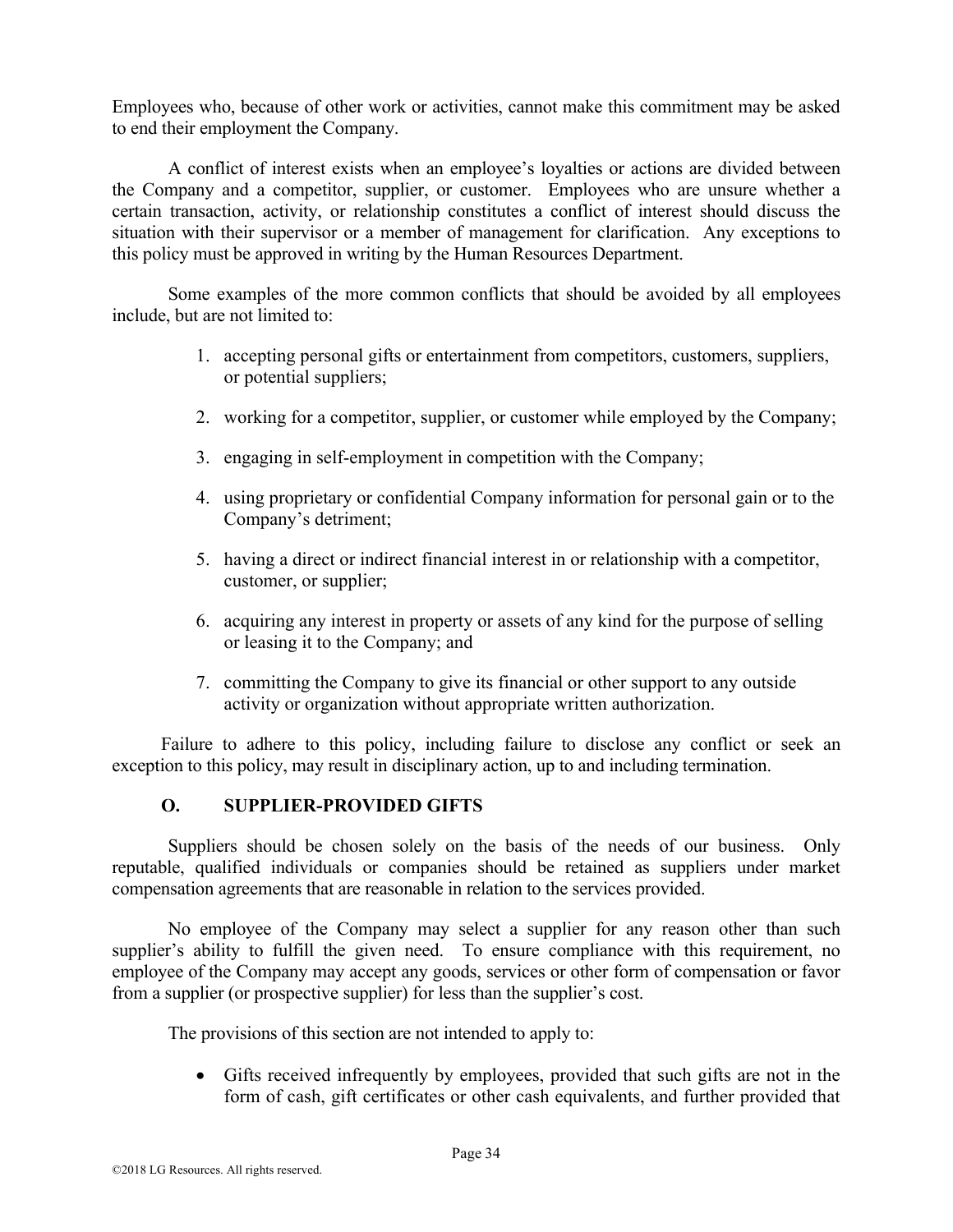Employees who, because of other work or activities, cannot make this commitment may be asked to end their employment the Company.

A conflict of interest exists when an employee's loyalties or actions are divided between the Company and a competitor, supplier, or customer. Employees who are unsure whether a certain transaction, activity, or relationship constitutes a conflict of interest should discuss the situation with their supervisor or a member of management for clarification. Any exceptions to this policy must be approved in writing by the Human Resources Department.

Some examples of the more common conflicts that should be avoided by all employees include, but are not limited to:

1. accepting personal gifts or entertainment from competitors, customers, suppliers, or potential suppliers;

2. working for a competitor, supplier, or customer while employed by the Company;

3. engaging in self-employment in competition with the Company;

4. using proprietary or confidential Company information for personal gain or to the Company's detriment;

5. having a direct or indirect financial interest in or relationship with a competitor, customer, or supplier;

6. acquiring any interest in property or assets of any kind for the purpose of selling or leasing it to the Company; and

7. committing the Company to give its financial or other support to any outside activity or organization without appropriate written authorization.

Failure to adhere to this policy, including failure to disclose any conflict or seek an exception to this policy, may result in disciplinary action, up to and including termination.

### O. SUPPLIER-PROVIDED GIFTS

Suppliers should be chosen solely on the basis of the needs of our business. Only reputable, qualified individuals or companies should be retained as suppliers under market compensation agreements that are reasonable in relation to the services provided.

No employee of the Company may select a supplier for any reason other than such supplier's ability to fulfill the given need. To ensure compliance with this requirement, no employee of the Company may accept any goods, services or other form of compensation or favor from a supplier (or prospective supplier) for less than the supplier's cost.

The provisions of this section are not intended to apply to:

- Gifts received infrequently by employees, provided that such gifts are not in the form of cash, gift certificates or other cash equivalents, and further provided that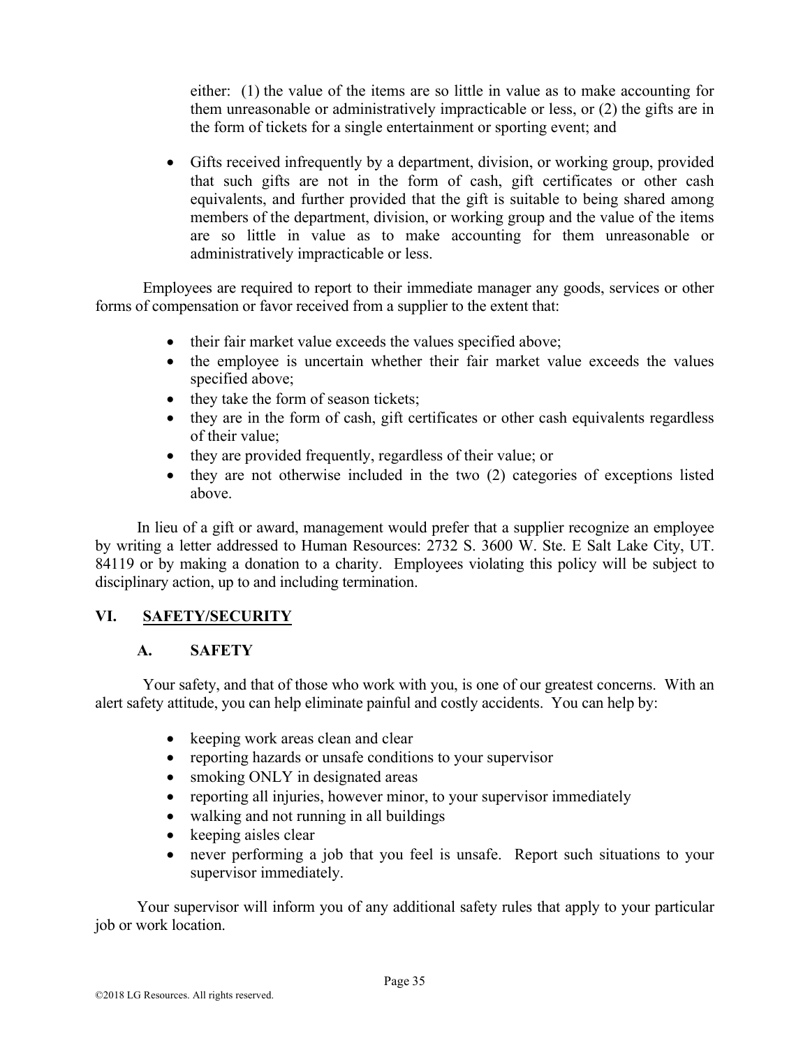either: (1) the value of the items are so little in value as to make accounting for them unreasonable or administratively impracticable or less, or (2) the gifts are in the form of tickets for a single entertainment or sporting event; and

- Gifts received infrequently by a department, division, or working group, provided that such gifts are not in the form of cash, gift certificates or other cash equivalents, and further provided that the gift is suitable to being shared among members of the department, division, or working group and the value of the items are so little in value as to make accounting for them unreasonable or administratively impracticable or less.

Employees are required to report to their immediate manager any goods, services or other forms of compensation or favor received from a supplier to the extent that:

- their fair market value exceeds the values specified above;
- the employee is uncertain whether their fair market value exceeds the values specified above;
- they take the form of season tickets;
- they are in the form of cash, gift certificates or other cash equivalents regardless of their value;
- they are provided frequently, regardless of their value; or
- they are not otherwise included in the two (2) categories of exceptions listed above.

In lieu of a gift or award, management would prefer that a supplier recognize an employee by writing a letter addressed to Human Resources: 2732 S. 3600 W. Ste. E Salt Lake City, UT. 84119 or by making a donation to a charity. Employees violating this policy will be subject to disciplinary action, up to and including termination.

## VI. SAFETY/SECURITY

### A. SAFETY

Your safety, and that of those who work with you, is one of our greatest concerns. With an alert safety attitude, you can help eliminate painful and costly accidents. You can help by:

- keeping work areas clean and clear
- reporting hazards or unsafe conditions to your supervisor
- smoking ONLY in designated areas
- reporting all injuries, however minor, to your supervisor immediately
- walking and not running in all buildings
- keeping aisles clear
- never performing a job that you feel is unsafe. Report such situations to your supervisor immediately.

Your supervisor will inform you of any additional safety rules that apply to your particular job or work location.

©2018 LG Resources. All rights reserved.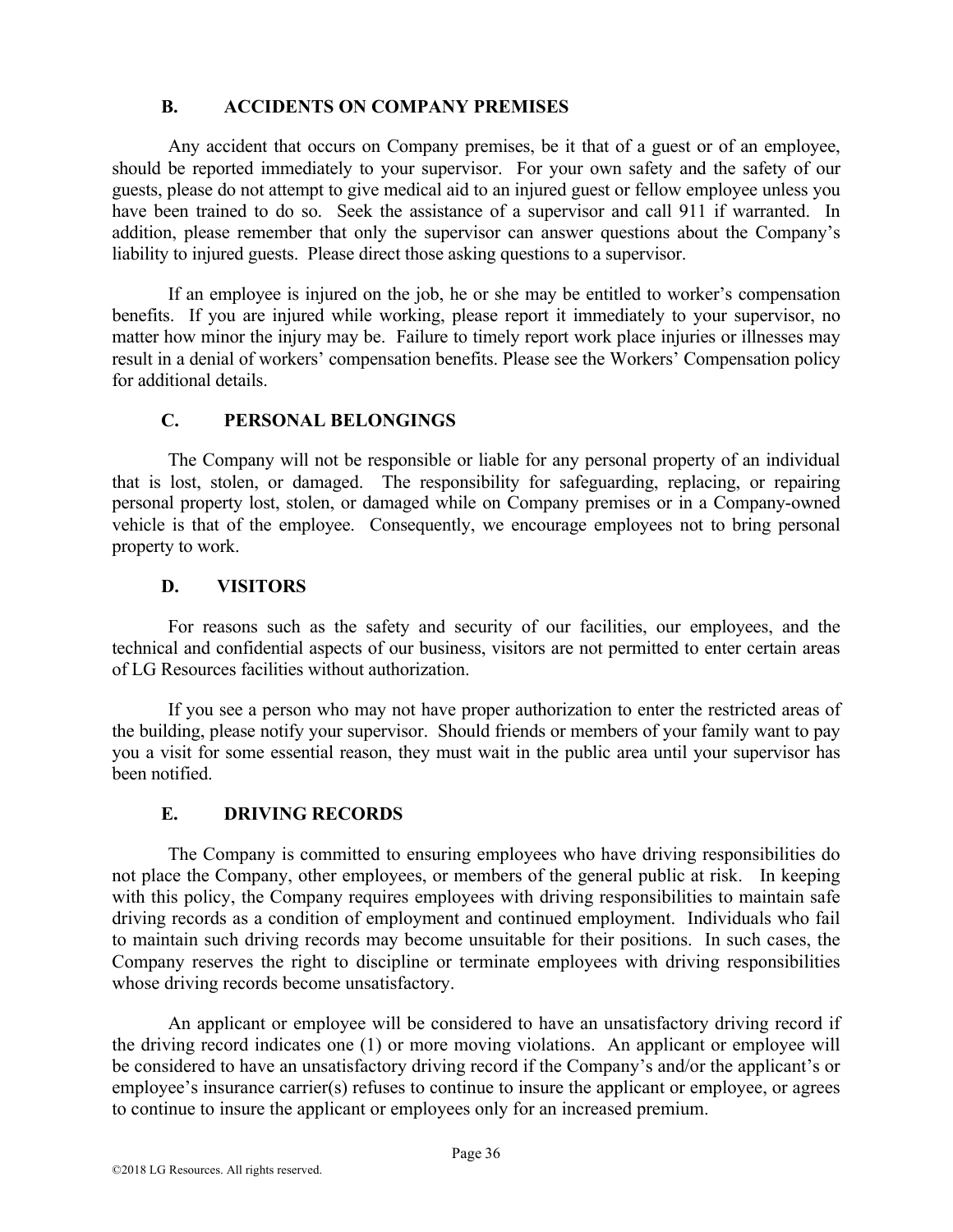## B. ACCIDENTS ON COMPANY PREMISES

Any accident that occurs on Company premises, be it that of a guest or of an employee, should be reported immediately to your supervisor. For your own safety and the safety of our guests, please do not attempt to give medical aid to an injured guest or fellow employee unless you have been trained to do so. Seek the assistance of a supervisor and call 911 if warranted. In addition, please remember that only the supervisor can answer questions about the Company's liability to injured guests. Please direct those asking questions to a supervisor.

If an employee is injured on the job, he or she may be entitled to worker's compensation benefits. If you are injured while working, please report it immediately to your supervisor, no matter how minor the injury may be. Failure to timely report work place injuries or illnesses may result in a denial of workers' compensation benefits. Please see the Workers' Compensation policy for additional details.

## C. PERSONAL BELONGINGS

The Company will not be responsible or liable for any personal property of an individual that is lost, stolen, or damaged. The responsibility for safeguarding, replacing, or repairing personal property lost, stolen, or damaged while on Company premises or in a Company-owned vehicle is that of the employee. Consequently, we encourage employees not to bring personal property to work.

## D. VISITORS

For reasons such as the safety and security of our facilities, our employees, and the technical and confidential aspects of our business, visitors are not permitted to enter certain areas of LG Resources facilities without authorization.

If you see a person who may not have proper authorization to enter the restricted areas of the building, please notify your supervisor. Should friends or members of your family want to pay you a visit for some essential reason, they must wait in the public area until your supervisor has been notified.

## E. DRIVING RECORDS

The Company is committed to ensuring employees who have driving responsibilities do not place the Company, other employees, or members of the general public at risk. In keeping with this policy, the Company requires employees with driving responsibilities to maintain safe driving records as a condition of employment and continued employment. Individuals who fail to maintain such driving records may become unsuitable for their positions. In such cases, the Company reserves the right to discipline or terminate employees with driving responsibilities whose driving records become unsatisfactory.

An applicant or employee will be considered to have an unsatisfactory driving record if the driving record indicates one (1) or more moving violations. An applicant or employee will be considered to have an unsatisfactory driving record if the Company's and/or the applicant's or employee's insurance carrier(s) refuses to continue to insure the applicant or employee, or agrees to continue to insure the applicant or employees only for an increased premium.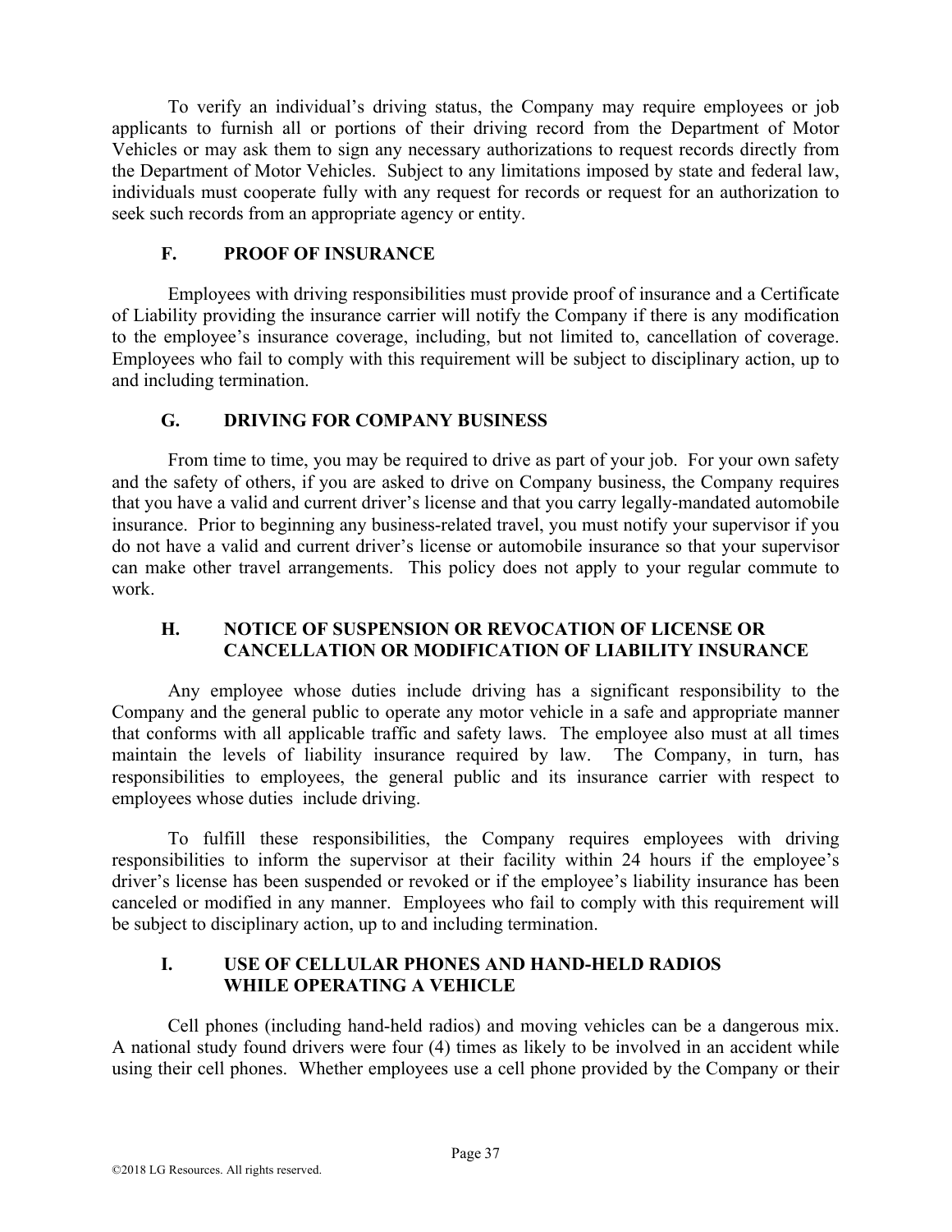To verify an individual's driving status, the Company may require employees or job applicants to furnish all or portions of their driving record from the Department of Motor Vehicles or may ask them to sign any necessary authorizations to request records directly from the Department of Motor Vehicles. Subject to any limitations imposed by state and federal law, individuals must cooperate fully with any request for records or request for an authorization to seek such records from an appropriate agency or entity.

### F. PROOF OF INSURANCE

Employees with driving responsibilities must provide proof of insurance and a Certificate of Liability providing the insurance carrier will notify the Company if there is any modification to the employee's insurance coverage, including, but not limited to, cancellation of coverage. Employees who fail to comply with this requirement will be subject to disciplinary action, up to and including termination.

### G. DRIVING FOR COMPANY BUSINESS

From time to time, you may be required to drive as part of your job. For your own safety and the safety of others, if you are asked to drive on Company business, the Company requires that you have a valid and current driver's license and that you carry legally-mandated automobile insurance. Prior to beginning any business-related travel, you must notify your supervisor if you do not have a valid and current driver's license or automobile insurance so that your supervisor can make other travel arrangements. This policy does not apply to your regular commute to work.

### H. NOTICE OF SUSPENSION OR REVOCATION OF LICENSE OR CANCELLATION OR MODIFICATION OF LIABILITY INSURANCE

Any employee whose duties include driving has a significant responsibility to the Company and the general public to operate any motor vehicle in a safe and appropriate manner that conforms with all applicable traffic and safety laws. The employee also must at all times maintain the levels of liability insurance required by law. The Company, in turn, has responsibilities to employees, the general public and its insurance carrier with respect to employees whose duties include driving.

To fulfill these responsibilities, the Company requires employees with driving responsibilities to inform the supervisor at their facility within 24 hours if the employee's driver's license has been suspended or revoked or if the employee's liability insurance has been canceled or modified in any manner. Employees who fail to comply with this requirement will be subject to disciplinary action, up to and including termination.

### I. USE OF CELLULAR PHONES AND HAND-HELD RADIOS WHILE OPERATING A VEHICLE

Cell phones (including hand-held radios) and moving vehicles can be a dangerous mix. A national study found drivers were four (4) times as likely to be involved in an accident while using their cell phones. Whether employees use a cell phone provided by the Company or their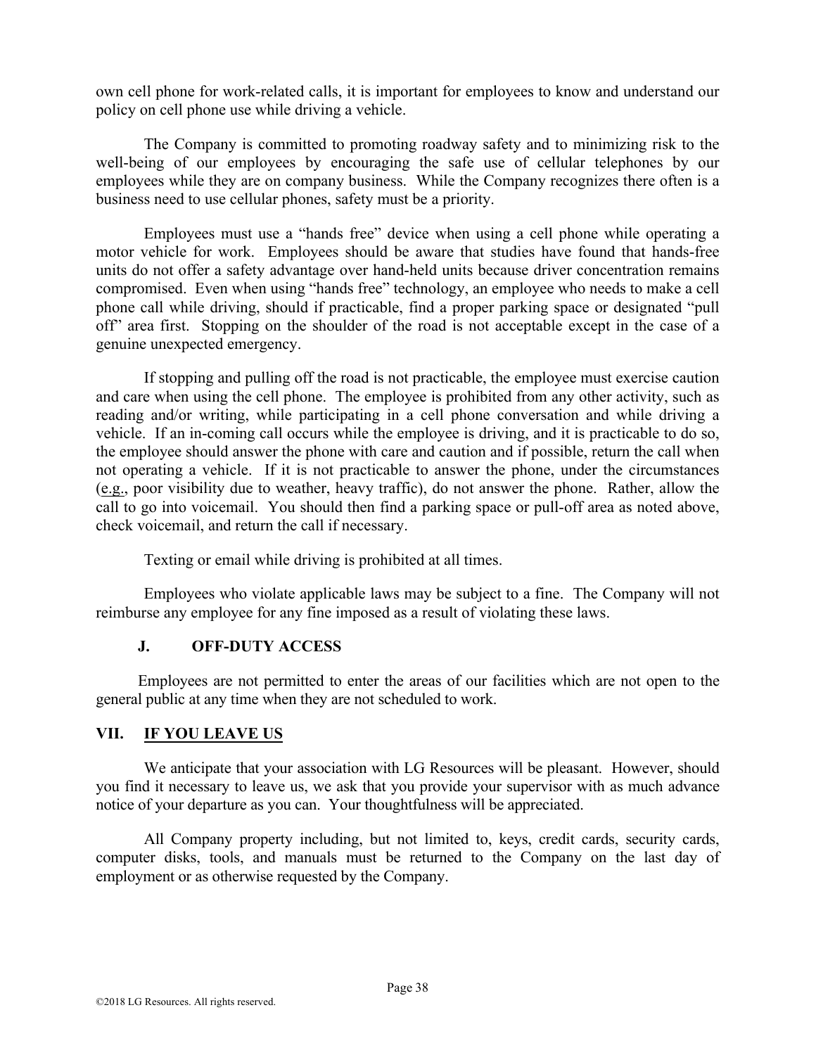own cell phone for work-related calls, it is important for employees to know and understand our policy on cell phone use while driving a vehicle.

The Company is committed to promoting roadway safety and to minimizing risk to the well-being of our employees by encouraging the safe use of cellular telephones by our employees while they are on company business. While the Company recognizes there often is a business need to use cellular phones, safety must be a priority.

Employees must use a "hands free" device when using a cell phone while operating a motor vehicle for work. Employees should be aware that studies have found that hands-free units do not offer a safety advantage over hand-held units because driver concentration remains compromised. Even when using "hands free" technology, an employee who needs to make a cell phone call while driving, should if practicable, find a proper parking space or designated "pull off" area first. Stopping on the shoulder of the road is not acceptable except in the case of a genuine unexpected emergency.

If stopping and pulling off the road is not practicable, the employee must exercise caution and care when using the cell phone. The employee is prohibited from any other activity, such as reading and/or writing, while participating in a cell phone conversation and while driving a vehicle. If an in-coming call occurs while the employee is driving, and it is practicable to do so, the employee should answer the phone with care and caution and if possible, return the call when not operating a vehicle. If it is not practicable to answer the phone, under the circumstances (e.g., poor visibility due to weather, heavy traffic), do not answer the phone. Rather, allow the call to go into voicemail. You should then find a parking space or pull-off area as noted above, check voicemail, and return the call if necessary.

Texting or email while driving is prohibited at all times.

Employees who violate applicable laws may be subject to a fine. The Company will not reimburse any employee for any fine imposed as a result of violating these laws.

### J. OFF-DUTY ACCESS

Employees are not permitted to enter the areas of our facilities which are not open to the general public at any time when they are not scheduled to work.

## VII. IF YOU LEAVE US

We anticipate that your association with LG Resources will be pleasant. However, should you find it necessary to leave us, we ask that you provide your supervisor with as much advance notice of your departure as you can. Your thoughtfulness will be appreciated.

All Company property including, but not limited to, keys, credit cards, security cards, computer disks, tools, and manuals must be returned to the Company on the last day of employment or as otherwise requested by the Company.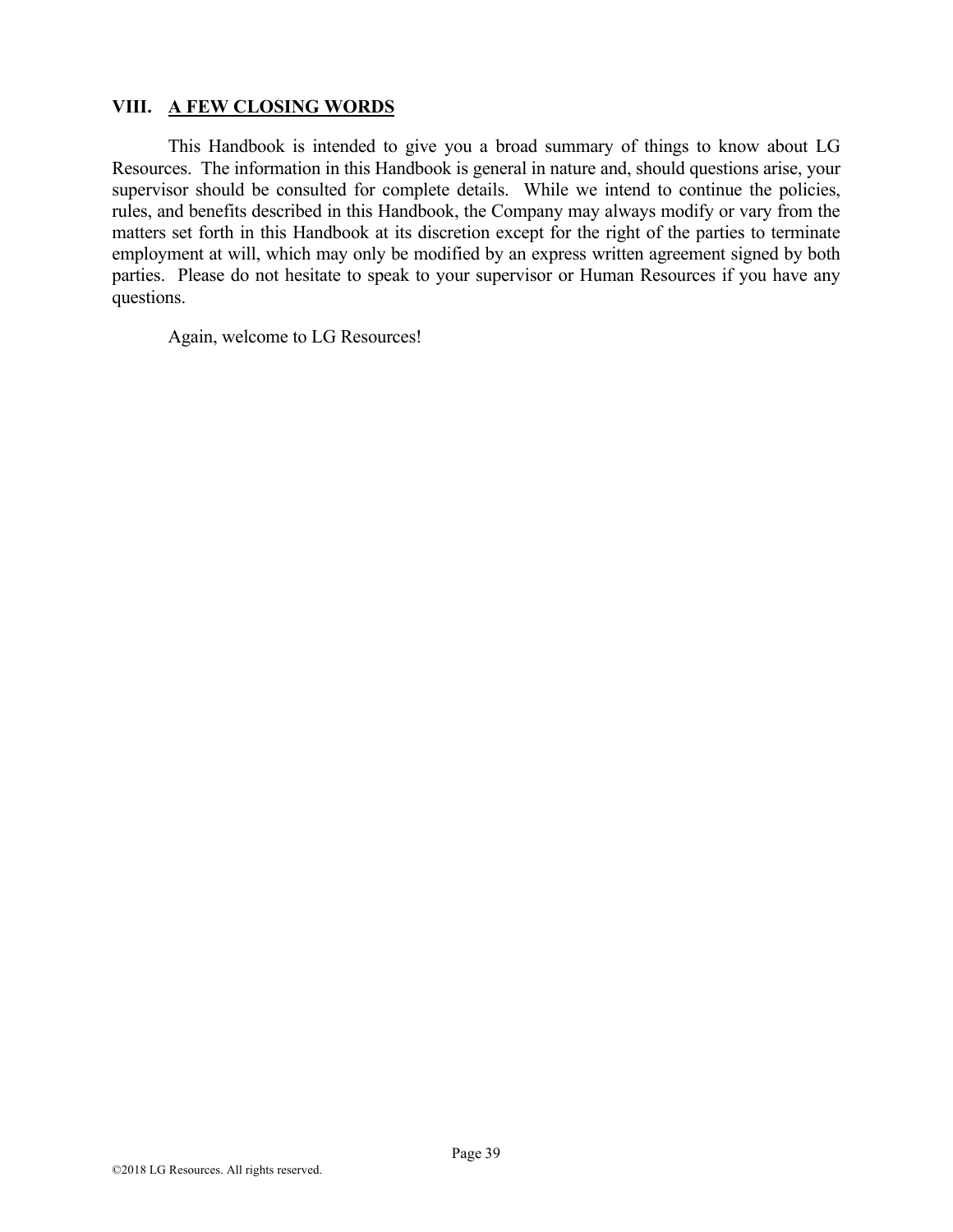## VIII. A FEW CLOSING WORDS

This Handbook is intended to give you a broad summary of things to know about LG Resources. The information in this Handbook is general in nature and, should questions arise, your supervisor should be consulted for complete details. While we intend to continue the policies, rules, and benefits described in this Handbook, the Company may always modify or vary from the matters set forth in this Handbook at its discretion except for the right of the parties to terminate employment at will, which may only be modified by an express written agreement signed by both parties. Please do not hesitate to speak to your supervisor or Human Resources if you have any questions.

Again, welcome to LG Resources!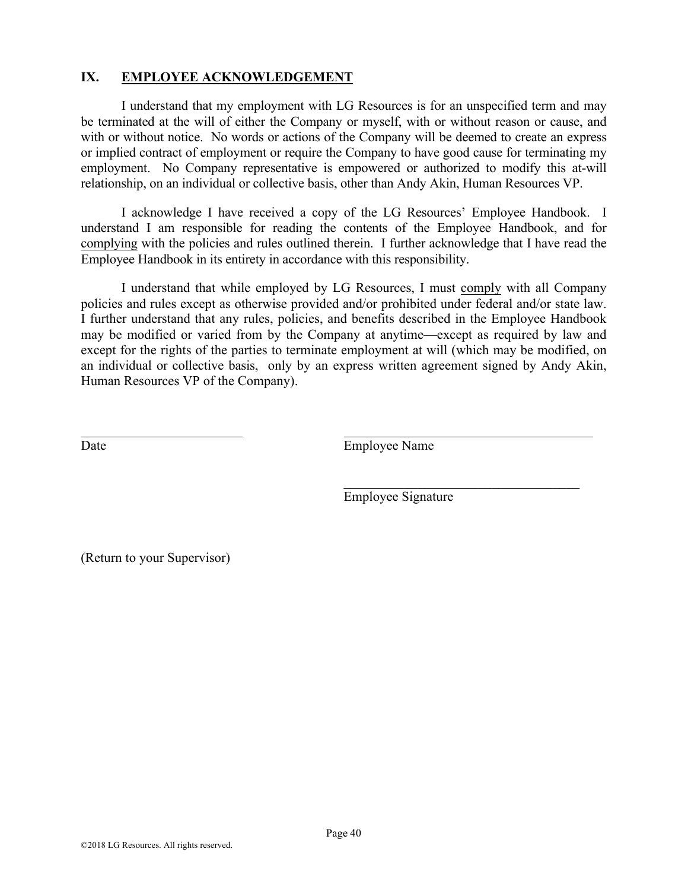## IX. EMPLOYEE ACKNOWLEDGEMENT

I understand that my employment with LG Resources is for an unspecified term and may be terminated at the will of either the Company or myself, with or without reason or cause, and with or without notice. No words or actions of the Company will be deemed to create an express or implied contract of employment or require the Company to have good cause for terminating my employment. No Company representative is empowered or authorized to modify this at-will relationship, on an individual or collective basis, other than Andy Akin, Human Resources VP.

I acknowledge I have received a copy of the LG Resources' Employee Handbook. I understand I am responsible for reading the contents of the Employee Handbook, and for complying with the policies and rules outlined therein. I further acknowledge that I have read the Employee Handbook in its entirety in accordance with this responsibility.

I understand that while employed by LG Resources, I must comply with all Company policies and rules except as otherwise provided and/or prohibited under federal and/or state law. I further understand that any rules, policies, and benefits described in the Employee Handbook may be modified or varied from by the Company at anytime—except as required by law and except for the rights of the parties to terminate employment at will (which may be modified, on an individual or collective basis, only by an express written agreement signed by Andy Akin, Human Resources VP of the Company).

________________________ &nbsp;&nbsp;&nbsp;&nbsp;&nbsp;&nbsp;&nbsp;&nbsp; ________________________________
Date &nbsp;&nbsp;&nbsp;&nbsp;&nbsp;&nbsp;&nbsp;&nbsp;&nbsp;&nbsp;&nbsp;&nbsp;&nbsp;&nbsp;&nbsp;&nbsp;&nbsp;&nbsp;&nbsp;&nbsp;&nbsp;&nbsp;&nbsp;&nbsp;&nbsp;&nbsp;&nbsp;&nbsp;&nbsp; Employee Name

________________________________
Employee Signature

(Return to your Supervisor)

©2018 LG Resources. All rights reserved.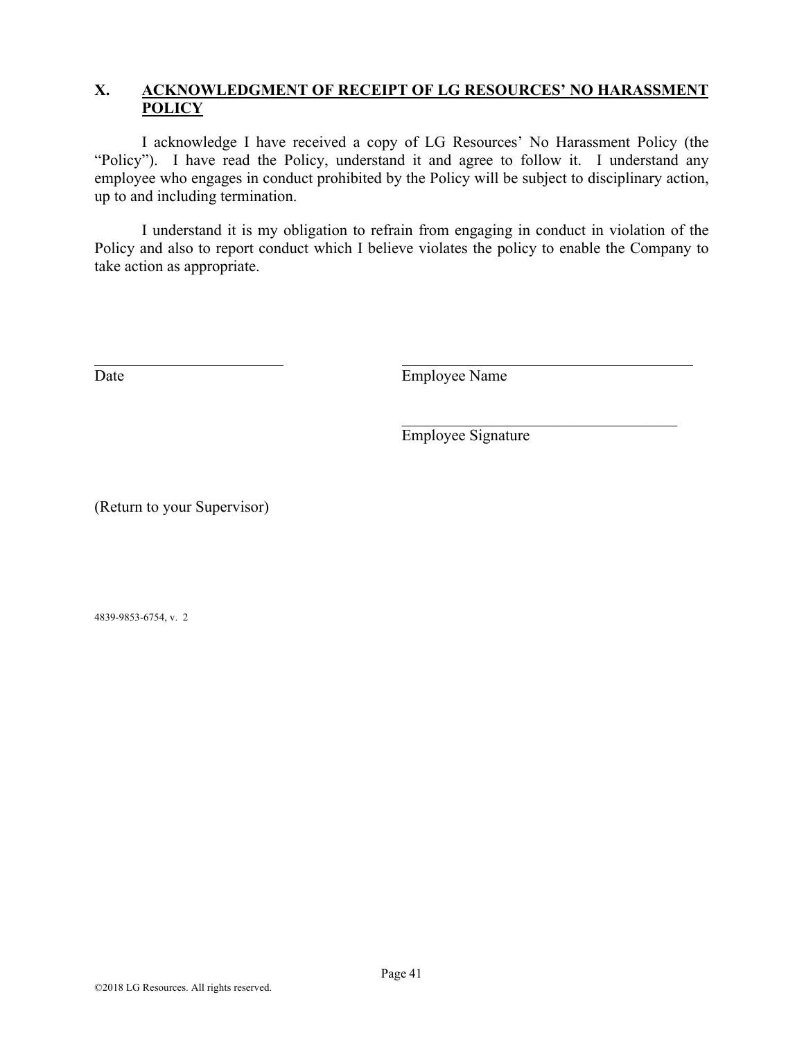## X. ACKNOWLEDGMENT OF RECEIPT OF LG RESOURCES' NO HARASSMENT POLICY

I acknowledge I have received a copy of LG Resources' No Harassment Policy (the "Policy"). I have read the Policy, understand it and agree to follow it. I understand any employee who engages in conduct prohibited by the Policy will be subject to disciplinary action, up to and including termination.

I understand it is my obligation to refrain from engaging in conduct in violation of the Policy and also to report conduct which I believe violates the policy to enable the Company to take action as appropriate.

\_\_\_\_\_\_\_\_\_\_\_\_\_\_\_\_\_\_\_\_\_\_\_\_\_\_ \_\_\_\_\_\_\_\_\_\_\_\_\_\_\_\_\_\_\_\_\_\_\_\_\_\_\_\_\_\_\_\_\_\_\_\_\_\_\_\_

Date Employee Name

\_\_\_\_\_\_\_\_\_\_\_\_\_\_\_\_\_\_\_\_\_\_\_\_\_\_\_\_\_\_\_\_\_\_\_\_\_\_

Employee Signature

(Return to your Supervisor)

4839-9853-6754, v. 2

©2018 LG Resources. All rights reserved.